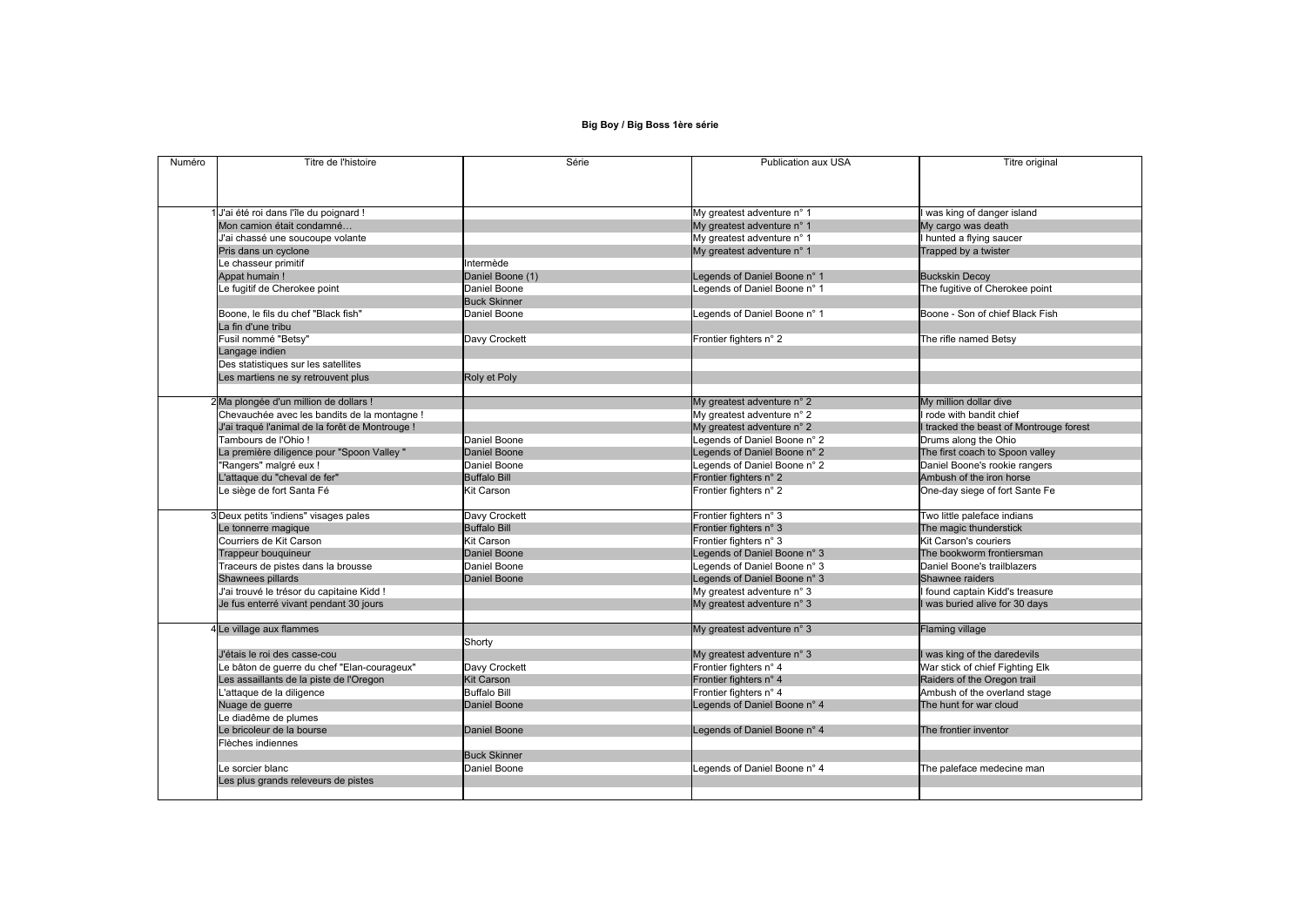**Big Boy / Big Boss 1ère série**

| Numéro | Titre de l'histoire | Série | Publication aux USA | Titre original |
|---|---|---|---|---|
| 1 | J'ai été roi dans l'île du poignard ! | | My greatest adventure n° 1 | I was king of danger island |
| | Mon camion était condamné… | | My greatest adventure n° 1 | My cargo was death |
| | J'ai chassé une soucoupe volante | | My greatest adventure n° 1 | I hunted a flying saucer |
| | Pris dans un cyclone | | My greatest adventure n° 1 | Trapped by a twister |
| | Le chasseur primitif | Intermède | | |
| | Appat humain ! | Daniel Boone (1) | Legends of Daniel Boone n° 1 | Buckskin Decoy |
| | Le fugitif de Cherokee point | Daniel Boone | Legends of Daniel Boone n° 1 | The fugitive of Cherokee point |
| | | Buck Skinner | | |
| | Boone, le fils du chef "Black fish" | Daniel Boone | Legends of Daniel Boone n° 1 | Boone - Son of chief Black Fish |
| | La fin d'une tribu | | | |
| | Fusil nommé "Betsy" | Davy Crockett | Frontier fighters n° 2 | The rifle named Betsy |
| | Langage indien | | | |
| | Des statistiques sur les satellites | | | |
| | Les martiens ne sy retrouvent plus | Roly et Poly | | |
| | | | | |
| 2 | Ma plongée d'un million de dollars ! | | My greatest adventure n° 2 | My million dollar dive |
| | Chevauchée avec les bandits de la montagne ! | | My greatest adventure n° 2 | I rode with bandit chief |
| | J'ai traqué l'animal de la forêt de Montrouge ! | | My greatest adventure n° 2 | I tracked the beast of Montrouge forest |
| | Tambours de l'Ohio ! | Daniel Boone | Legends of Daniel Boone n° 2 | Drums along the Ohio |
| | La première diligence pour "Spoon Valley " | Daniel Boone | Legends of Daniel Boone n° 2 | The first coach to Spoon valley |
| | "Rangers" malgré eux ! | Daniel Boone | Legends of Daniel Boone n° 2 | Daniel Boone's rookie rangers |
| | L'attaque du "cheval de fer" | Buffalo Bill | Frontier fighters n° 2 | Ambush of the iron horse |
| | Le siège de fort Santa Fé | Kit Carson | Frontier fighters n° 2 | One-day siege of fort Sante Fe |
| | | | | |
| 3 | Deux petits 'indiens" visages pales | Davy Crockett | Frontier fighters n° 3 | Two little paleface indians |
| | Le tonnerre magique | Buffalo Bill | Frontier fighters n° 3 | The magic thunderstick |
| | Courriers de Kit Carson | Kit Carson | Frontier fighters n° 3 | Kit Carson's couriers |
| | Trappeur bouquineur | Daniel Boone | Legends of Daniel Boone n° 3 | The bookworm frontiersman |
| | Traceurs de pistes dans la brousse | Daniel Boone | Legends of Daniel Boone n° 3 | Daniel Boone's trailblazers |
| | Shawnees pillards | Daniel Boone | Legends of Daniel Boone n° 3 | Shawnee raiders |
| | J'ai trouvé le trésor du capitaine Kidd ! | | My greatest adventure n° 3 | I found captain Kidd's treasure |
| | Je fus enterré vivant pendant 30 jours | | My greatest adventure n° 3 | I was buried alive for 30 days |
| | | | | |
| 4 | Le village aux flammes | | My greatest adventure n° 3 | Flaming village |
| | | Shorty | | |
| | J'étais le roi des casse-cou | | My greatest adventure n° 3 | I was king of the daredevils |
| | Le bâton de guerre du chef "Elan-courageux" | Davy Crockett | Frontier fighters n° 4 | War stick of chief Fighting Elk |
| | Les assaillants de la piste de l'Oregon | Kit Carson | Frontier fighters n° 4 | Raiders of the Oregon trail |
| | L'attaque de la diligence | Buffalo Bill | Frontier fighters n° 4 | Ambush of the overland stage |
| | Nuage de guerre | Daniel Boone | Legends of Daniel Boone n° 4 | The hunt for war cloud |
| | Le diadême de plumes | | | |
| | Le bricoleur de la bourse | Daniel Boone | Legends of Daniel Boone n° 4 | The frontier inventor |
| | Flèches indiennes | | | |
| | | Buck Skinner | | |
| | Le sorcier blanc | Daniel Boone | Legends of Daniel Boone n° 4 | The paleface medicine man |
| | Les plus grands releveurs de pistes | | | |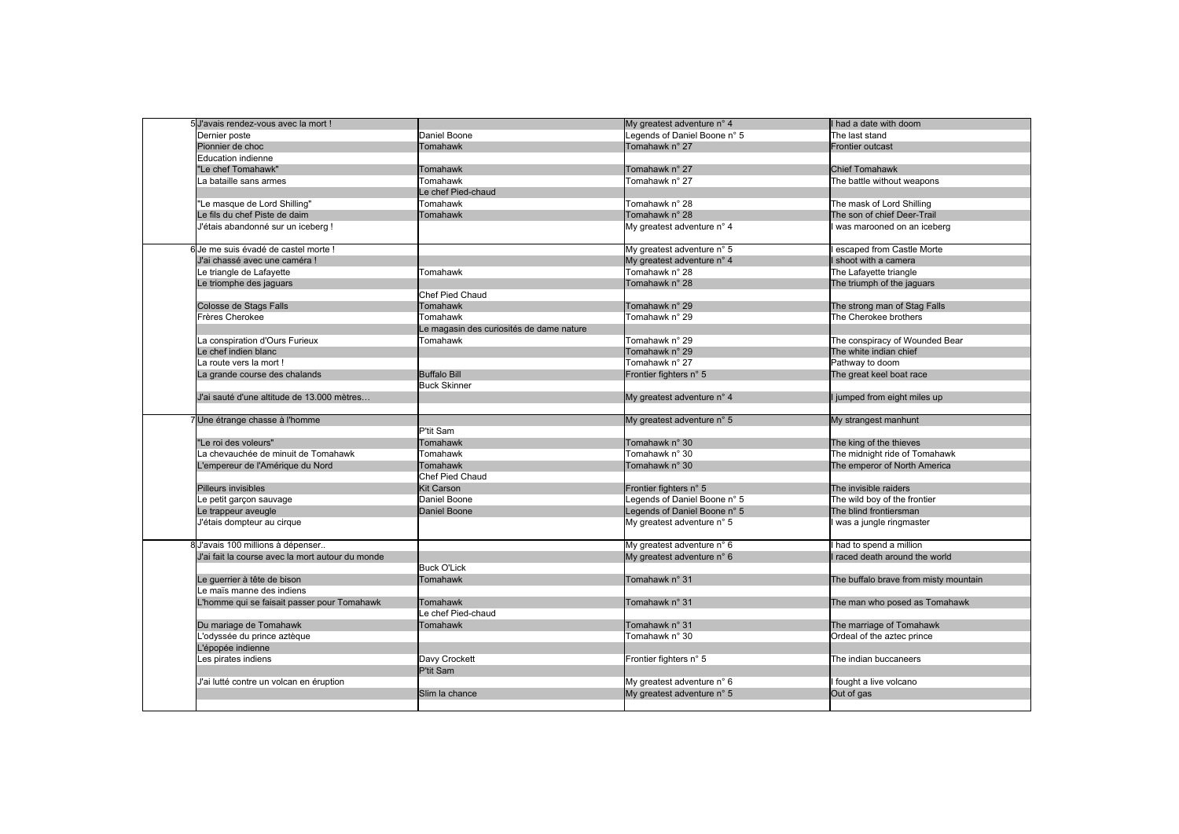| | | | | |
|---|---|---|---|---|
| 5 | J'avais rendez-vous avec la mort ! | | My greatest adventure n° 4 | I had a date with doom |
| | Dernier poste | Daniel Boone | Legends of Daniel Boone n° 5 | The last stand |
| | Pionnier de choc | Tomahawk | Tomahawk n° 27 | Frontier outcast |
| | Education indienne | | | |
| | "Le chef Tomahawk" | Tomahawk | Tomahawk n° 27 | Chief Tomahawk |
| | La bataille sans armes | Tomahawk | Tomahawk n° 27 | The battle without weapons |
| | | Le chef Pied-chaud | | |
| | "Le masque de Lord Shilling" | Tomahawk | Tomahawk n° 28 | The mask of Lord Shilling |
| | Le fils du chef Piste de daim | Tomahawk | Tomahawk n° 28 | The son of chief Deer-Trail |
| | J'étais abandonné sur un iceberg ! | | My greatest adventure n° 4 | I was marooned on an iceberg |
| 6 | Je me suis évadé de castel morte ! | | My greatest adventure n° 5 | I escaped from Castle Morte |
| | J'ai chassé avec une caméra ! | | My greatest adventure n° 4 | I shoot with a camera |
| | Le triangle de Lafayette | Tomahawk | Tomahawk n° 28 | The Lafayette triangle |
| | Le triomphe des jaguars | | Tomahawk n° 28 | The triumph of the jaguars |
| | | Chef Pied Chaud | | |
| | Colosse de Stags Falls | Tomahawk | Tomahawk n° 29 | The strong man of Stag Falls |
| | Frères Cherokee | Tomahawk | Tomahawk n° 29 | The Cherokee brothers |
| | | Le magasin des curiosités de dame nature | | |
| | La conspiration d'Ours Furieux | Tomahawk | Tomahawk n° 29 | The conspiracy of Wounded Bear |
| | Le chef indien blanc | | Tomahawk n° 29 | The white indian chief |
| | La route vers la mort ! | | Tomahawk n° 27 | Pathway to doom |
| | La grande course des chalands | Buffalo Bill | Frontier fighters n° 5 | The great keel boat race |
| | | Buck Skinner | | |
| | J'ai sauté d'une altitude de 13.000 mètres… | | My greatest adventure n° 4 | I jumped from eight miles up |
| 7 | Une étrange chasse à l'homme | | My greatest adventure n° 5 | My strangest manhunt |
| | | P'tit Sam | | |
| | "Le roi des voleurs" | Tomahawk | Tomahawk n° 30 | The king of the thieves |
| | La chevauchée de minuit de Tomahawk | Tomahawk | Tomahawk n° 30 | The midnight ride of Tomahawk |
| | L'empereur de l'Amérique du Nord | Tomahawk | Tomahawk n° 30 | The emperor of North America |
| | | Chef Pied Chaud | | |
| | Pilleurs invisibles | Kit Carson | Frontier fighters n° 5 | The invisible raiders |
| | Le petit garçon sauvage | Daniel Boone | Legends of Daniel Boone n° 5 | The wild boy of the frontier |
| | Le trappeur aveugle | Daniel Boone | Legends of Daniel Boone n° 5 | The blind frontiersman |
| | J'étais dompteur au cirque | | My greatest adventure n° 5 | I was a jungle ringmaster |
| 8 | J'avais 100 millions à dépenser.. | | My greatest adventure n° 6 | I had to spend a million |
| | J'ai fait la course avec la mort autour du monde | | My greatest adventure n° 6 | I raced death around the world |
| | | Buck O'Lick | | |
| | Le guerrier à tête de bison | Tomahawk | Tomahawk n° 31 | The buffalo brave from misty mountain |
| | Le maïs manne des indiens | | | |
| | L'homme qui se faisait passer pour Tomahawk | Tomahawk | Tomahawk n° 31 | The man who posed as Tomahawk |
| | | Le chef Pied-chaud | | |
| | Du mariage de Tomahawk | Tomahawk | Tomahawk n° 31 | The marriage of Tomahawk |
| | L'odyssée du prince aztèque | | Tomahawk n° 30 | Ordeal of the aztec prince |
| | L'épopée indienne | | | |
| | Les pirates indiens | Davy Crockett | Frontier fighters n° 5 | The indian buccaneers |
| | | P'tit Sam | | |
| | J'ai lutté contre un volcan en éruption | | My greatest adventure n° 6 | I fought a live volcano |
| | | Slim la chance | My greatest adventure n° 5 | Out of gas |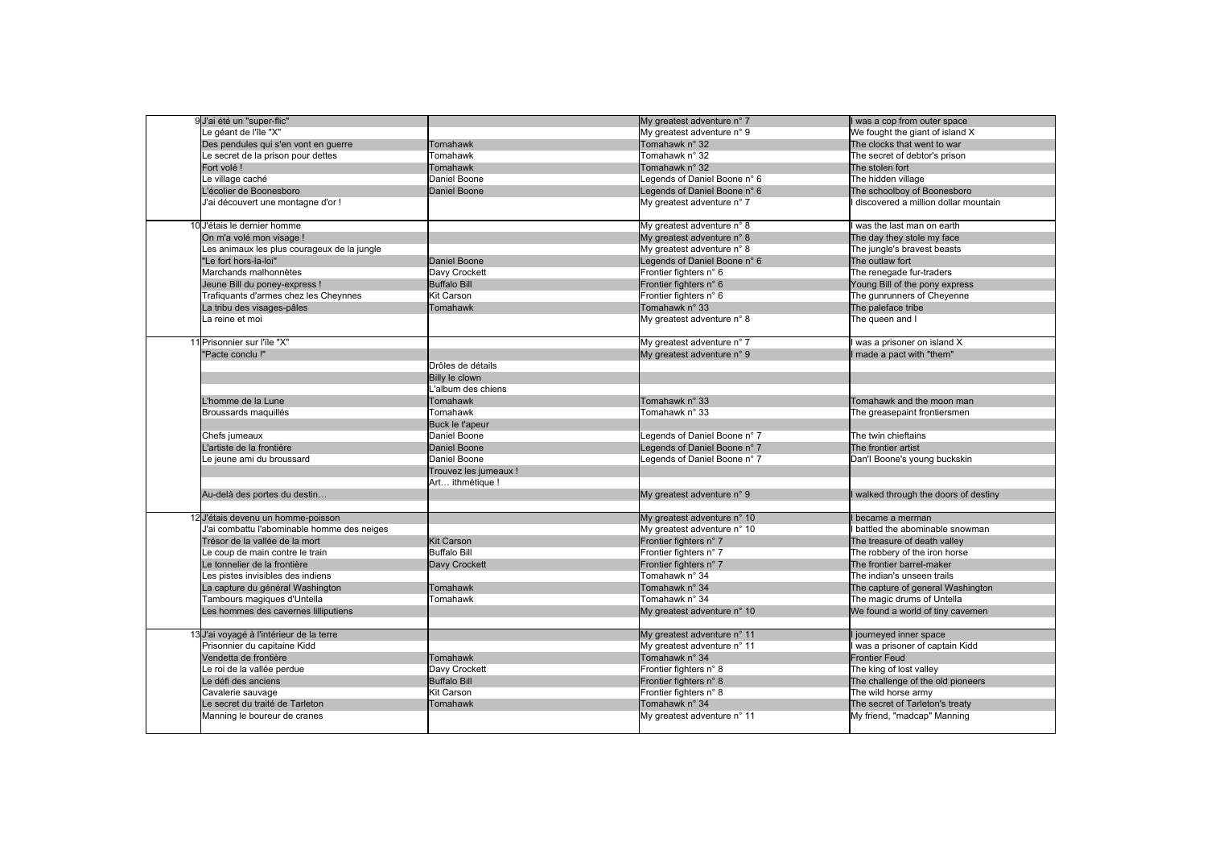| | | | | |
|---|---|---|---|---|
| 9 | J'ai été un "super-flic" | | My greatest adventure n° 7 | I was a cop from outer space |
| | Le géant de l'île "X" | | My greatest adventure n° 9 | We fought the giant of island X |
| | Des pendules qui s'en vont en guerre | Tomahawk | Tomahawk n° 32 | The clocks that went to war |
| | Le secret de la prison pour dettes | Tomahawk | Tomahawk n° 32 | The secret of debtor's prison |
| | Fort volé ! | Tomahawk | Tomahawk n° 32 | The stolen fort |
| | Le village caché | Daniel Boone | Legends of Daniel Boone n° 6 | The hidden village |
| | L'écolier de Boonesboro | Daniel Boone | Legends of Daniel Boone n° 6 | The schoolboy of Boonesboro |
| | J'ai découvert une montagne d'or ! | | My greatest adventure n° 7 | I discovered a million dollar mountain |
| | | | | |
| 10 | J'étais le dernier homme | | My greatest adventure n° 8 | I was the last man on earth |
| | On m'a volé mon visage ! | | My greatest adventure n° 8 | The day they stole my face |
| | Les animaux les plus courageux de la jungle | | My greatest adventure n° 8 | The jungle's bravest beasts |
| | "Le fort hors-la-loi" | Daniel Boone | Legends of Daniel Boone n° 6 | The outlaw fort |
| | Marchands malhonnètes | Davy Crockett | Frontier fighters n° 6 | The renegade fur-traders |
| | Jeune Bill du poney-express ! | Buffalo Bill | Frontier fighters n° 6 | Young Bill of the pony express |
| | Trafiquants d'armes chez les Cheynnes | Kit Carson | Frontier fighters n° 6 | The gunrunners of Cheyenne |
| | La tribu des visages-pâles | Tomahawk | Tomahawk n° 33 | The paleface tribe |
| | La reine et moi | | My greatest adventure n° 8 | The queen and I |
| | | | | |
| 11 | Prisonnier sur l'île "X" | | My greatest adventure n° 7 | I was a prisoner on island X |
| | "Pacte conclu !" | | My greatest adventure n° 9 | I made a pact with "them" |
| | | Drôles de détails | | |
| | | Billy le clown | | |
| | | L'album des chiens | | |
| | L'homme de la Lune | Tomahawk | Tomahawk n° 33 | Tomahawk and the moon man |
| | Broussards maquillés | Tomahawk | Tomahawk n° 33 | The greasepaint frontiersmen |
| | | Buck le t'apeur | | |
| | Chefs jumeaux | Daniel Boone | Legends of Daniel Boone n° 7 | The twin chieftains |
| | L'artiste de la frontière | Daniel Boone | Legends of Daniel Boone n° 7 | The frontier artist |
| | Le jeune ami du broussard | Daniel Boone | Legends of Daniel Boone n° 7 | Dan'l Boone's young buckskin |
| | | Trouvez les jumeaux ! | | |
| | | Art… ithmétique ! | | |
| | Au-delà des portes du destin… | | My greatest adventure n° 9 | I walked through the doors of destiny |
| | | | | |
| 12 | J'étais devenu un homme-poisson | | My greatest adventure n° 10 | I became a merman |
| | J'ai combattu l'abominable homme des neiges | | My greatest adventure n° 10 | I battled the abominable snowman |
| | Trésor de la vallée de la mort | Kit Carson | Frontier fighters n° 7 | The treasure of death valley |
| | Le coup de main contre le train | Buffalo Bill | Frontier fighters n° 7 | The robbery of the iron horse |
| | Le tonnelier de la frontière | Davy Crockett | Frontier fighters n° 7 | The frontier barrel-maker |
| | Les pistes invisibles des indiens | | Tomahawk n° 34 | The indian's unseen trails |
| | La capture du général Washington | Tomahawk | Tomahawk n° 34 | The capture of general Washington |
| | Tambours magiques d'Untella | Tomahawk | Tomahawk n° 34 | The magic drums of Untella |
| | Les hommes des cavernes lilliputiens | | My greatest adventure n° 10 | We found a world of tiny cavemen |
| | | | | |
| 13 | J'ai voyagé à l'intérieur de la terre | | My greatest adventure n° 11 | I journeyed inner space |
| | Prisonnier du capitaine Kidd | | My greatest adventure n° 11 | I was a prisoner of captain Kidd |
| | Vendetta de frontière | Tomahawk | Tomahawk n° 34 | Frontier Feud |
| | Le roi de la vallée perdue | Davy Crockett | Frontier fighters n° 8 | The king of lost valley |
| | Le défi des anciens | Buffalo Bill | Frontier fighters n° 8 | The challenge of the old pioneers |
| | Cavalerie sauvage | Kit Carson | Frontier fighters n° 8 | The wild horse army |
| | Le secret du traité de Tarleton | Tomahawk | Tomahawk n° 34 | The secret of Tarleton's treaty |
| | Manning le boureur de cranes | | My greatest adventure n° 11 | My friend, "madcap" Manning |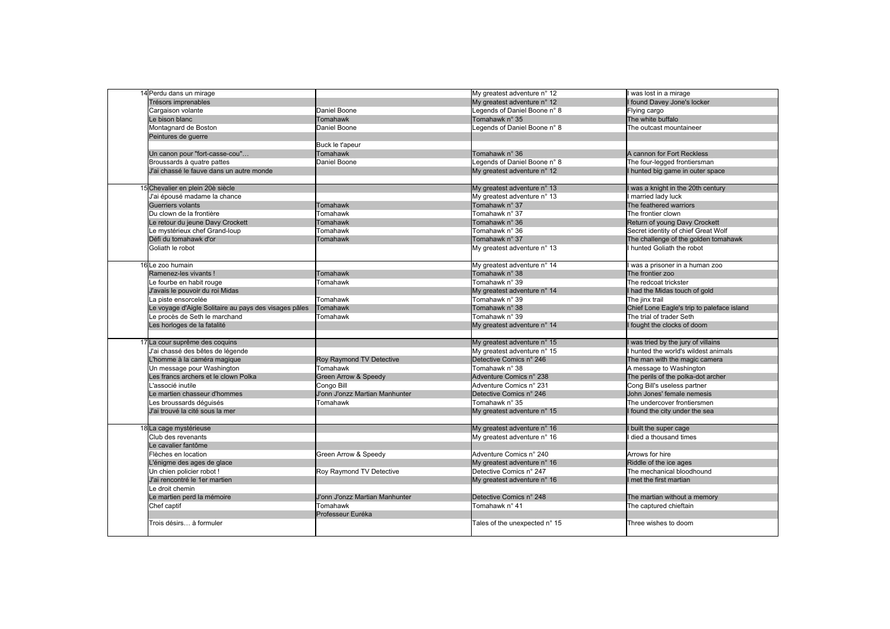| | | | | |
|---|---|---|---|---|
| 14 | Perdu dans un mirage | | My greatest adventure n° 12 | I was lost in a mirage |
| | Trésors imprenables | | My greatest adventure n° 12 | I found Davey Jone's locker |
| | Cargaison volante | Daniel Boone | Legends of Daniel Boone n° 8 | Flying cargo |
| | Le bison blanc | Tomahawk | Tomahawk n° 35 | The white buffalo |
| | Montagnard de Boston | Daniel Boone | Legends of Daniel Boone n° 8 | The outcast mountaineer |
| | Peintures de guerre | | | |
| | | Buck le t'apeur | | |
| | Un canon pour "fort-casse-cou"… | Tomahawk | Tomahawk n° 36 | A cannon for Fort Reckless |
| | Broussards à quatre pattes | Daniel Boone | Legends of Daniel Boone n° 8 | The four-legged frontiersman |
| | J'ai chassé le fauve dans un autre monde | | My greatest adventure n° 12 | I hunted big game in outer space |
| | | | | |
| 15 | Chevalier en plein 20è siècle | | My greatest adventure n° 13 | I was a knight in the 20th century |
| | J'ai épousé madame la chance | | My greatest adventure n° 13 | I married lady luck |
| | Guerriers volants | Tomahawk | Tomahawk n° 37 | The feathered warriors |
| | Du clown de la frontière | Tomahawk | Tomahawk n° 37 | The frontier clown |
| | Le retour du jeune Davy Crockett | Tomahawk | Tomahawk n° 36 | Return of young Davy Crockett |
| | Le mystérieux chef Grand-loup | Tomahawk | Tomahawk n° 36 | Secret identity of chief Great Wolf |
| | Défi du tomahawk d'or | Tomahawk | Tomahawk n° 37 | The challenge of the golden tomahawk |
| | Goliath le robot | | My greatest adventure n° 13 | I hunted Goliath the robot |
| | | | | |
| 16 | Le zoo humain | | My greatest adventure n° 14 | I was a prisoner in a human zoo |
| | Ramenez-les vivants ! | Tomahawk | Tomahawk n° 38 | The frontier zoo |
| | Le fourbe en habit rouge | Tomahawk | Tomahawk n° 39 | The redcoat trickster |
| | J'avais le pouvoir du roi Midas | | My greatest adventure n° 14 | I had the Midas touch of gold |
| | La piste ensorcelée | Tomahawk | Tomahawk n° 39 | The jinx trail |
| | Le voyage d'Aigle Solitaire au pays des visages pâles | Tomahawk | Tomahawk n° 38 | Chief Lone Eagle's trip to paleface island |
| | Le procès de Seth le marchand | Tomahawk | Tomahawk n° 39 | The trial of trader Seth |
| | Les horloges de la fatalité | | My greatest adventure n° 14 | I fought the clocks of doom |
| | | | | |
| 17 | La cour suprême des coquins | | My greatest adventure n° 15 | I was tried by the jury of villains |
| | J'ai chassé des bêtes de légende | | My greatest adventure n° 15 | I hunted the world's wildest animals |
| | L'homme à la caméra magique | Roy Raymond TV Detective | Detective Comics n° 246 | The man with the magic camera |
| | Un message pour Washington | Tomahawk | Tomahawk n° 38 | A message to Washington |
| | Les francs archers et le clown Polka | Green Arrow & Speedy | Adventure Comics n° 238 | The perils of the polka-dot archer |
| | L'associé inutile | Congo Bill | Adventure Comics n° 231 | Cong Bill's useless partner |
| | Le martien chasseur d'hommes | J'onn J'onzz Martian Manhunter | Detective Comics n° 246 | John Jones' female nemesis |
| | Les broussards déguisés | Tomahawk | Tomahawk n° 35 | The undercover frontiersmen |
| | J'ai trouvé la cité sous la mer | | My greatest adventure n° 15 | I found the city under the sea |
| | | | | |
| 18 | La cage mystérieuse | | My greatest adventure n° 16 | I built the super cage |
| | Club des revenants | | My greatest adventure n° 16 | I died a thousand times |
| | Le cavalier fantôme | | | |
| | Flèches en location | Green Arrow & Speedy | Adventure Comics n° 240 | Arrows for hire |
| | L'énigme des ages de glace | | My greatest adventure n° 16 | Riddle of the ice ages |
| | Un chien policier robot ! | Roy Raymond TV Detective | Detective Comics n° 247 | The mechanical bloodhound |
| | J'ai rencontré le 1er martien | | My greatest adventure n° 16 | I met the first martian |
| | Le droit chemin | | | |
| | Le martien perd la mémoire | J'onn J'onzz Martian Manhunter | Detective Comics n° 248 | The martian without a memory |
| | Chef captif | Tomahawk | Tomahawk n° 41 | The captured chieftain |
| | | Professeur Euréka | | |
| | Trois désirs… à formuler | | Tales of the unexpected n° 15 | Three wishes to doom |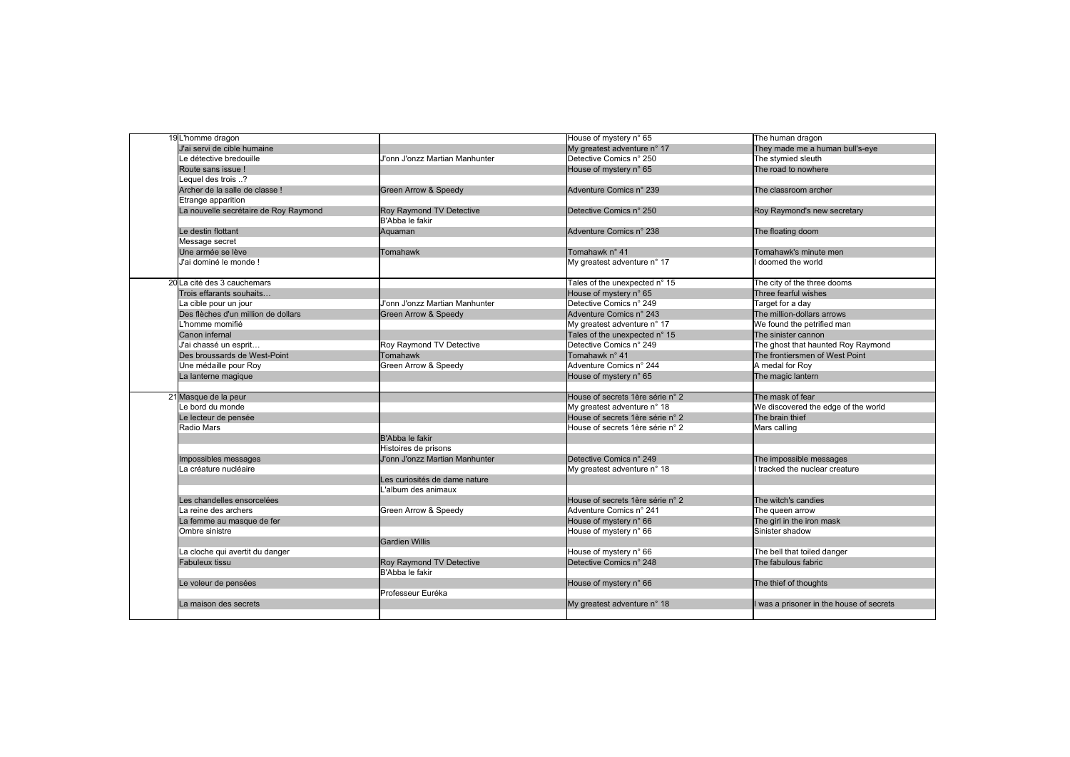| | | | | |
|---|---|---|---|---|
| 19 | L'homme dragon | | House of mystery n° 65 | The human dragon |
| | J'ai servi de cible humaine | | My greatest adventure n° 17 | They made me a human bull's-eye |
| | Le détective bredouille | J'onn J'onzz Martian Manhunter | Detective Comics n° 250 | The stymied sleuth |
| | Route sans issue ! | | House of mystery n° 65 | The road to nowhere |
| | Lequel des trois ..? | | | |
| | Archer de la salle de classe ! | Green Arrow & Speedy | Adventure Comics n° 239 | The classroom archer |
| | Etrange apparition | | | |
| | La nouvelle secrétaire de Roy Raymond | Roy Raymond TV Detective | Detective Comics n° 250 | Roy Raymond's new secretary |
| | | B'Abba le fakir | | |
| | Le destin flottant | Aquaman | Adventure Comics n° 238 | The floating doom |
| | Message secret | | | |
| | Une armée se lève | Tomahawk | Tomahawk n° 41 | Tomahawk's minute men |
| | J'ai dominé le monde ! | | My greatest adventure n° 17 | I doomed the world |
| 20 | La cité des 3 cauchemars | | Tales of the unexpected n° 15 | The city of the three dooms |
| | Trois effarants souhaits… | | House of mystery n° 65 | Three fearful wishes |
| | La cible pour un jour | J'onn J'onzz Martian Manhunter | Detective Comics n° 249 | Target for a day |
| | Des flèches d'un million de dollars | Green Arrow & Speedy | Adventure Comics n° 243 | The million-dollars arrows |
| | L'homme momifié | | My greatest adventure n° 17 | We found the petrified man |
| | Canon infernal | | Tales of the unexpected n° 15 | The sinister cannon |
| | J'ai chassé un esprit… | Roy Raymond TV Detective | Detective Comics n° 249 | The ghost that haunted Roy Raymond |
| | Des broussards de West-Point | Tomahawk | Tomahawk n° 41 | The frontiersmen of West Point |
| | Une médaille pour Roy | Green Arrow & Speedy | Adventure Comics n° 244 | A medal for Roy |
| | La lanterne magique | | House of mystery n° 65 | The magic lantern |
| 21 | Masque de la peur | | House of secrets 1ère série n° 2 | The mask of fear |
| | Le bord du monde | | My greatest adventure n° 18 | We discovered the edge of the world |
| | Le lecteur de pensée | | House of secrets 1ère série n° 2 | The brain thief |
| | Radio Mars | | House of secrets 1ère série n° 2 | Mars calling |
| | | B'Abba le fakir | | |
| | | Histoires de prisons | | |
| | Impossibles messages | J'onn J'onzz Martian Manhunter | Detective Comics n° 249 | The impossible messages |
| | La créature nucléaire | | My greatest adventure n° 18 | I tracked the nuclear creature |
| | | Les curiosités de dame nature | | |
| | | L'album des animaux | | |
| | Les chandelles ensorcelées | | House of secrets 1ère série n° 2 | The witch's candies |
| | La reine des archers | Green Arrow & Speedy | Adventure Comics n° 241 | The queen arrow |
| | La femme au masque de fer | | House of mystery n° 66 | The girl in the iron mask |
| | Ombre sinistre | | House of mystery n° 66 | Sinister shadow |
| | | Gardien Willis | | |
| | La cloche qui avertit du danger | | House of mystery n° 66 | The bell that toiled danger |
| | Fabuleux tissu | Roy Raymond TV Detective | Detective Comics n° 248 | The fabulous fabric |
| | | B'Abba le fakir | | |
| | Le voleur de pensées | | House of mystery n° 66 | The thief of thoughts |
| | | Professeur Euréka | | |
| | La maison des secrets | | My greatest adventure n° 18 | I was a prisoner in the house of secrets |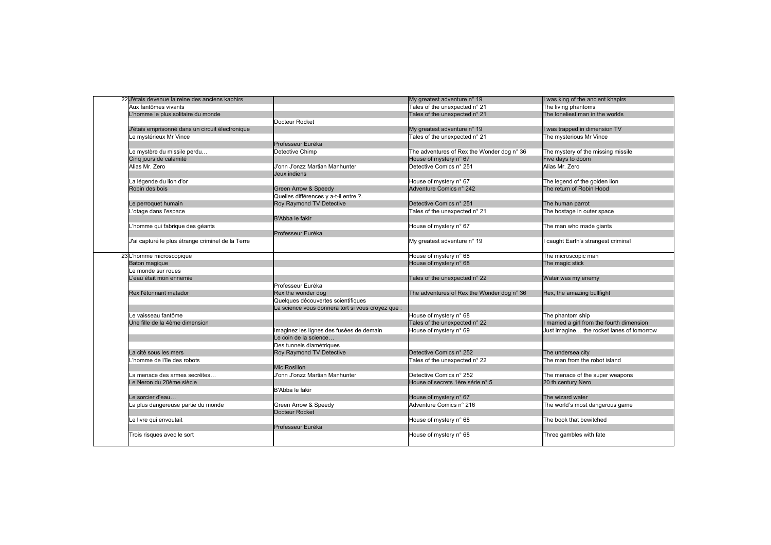| | | | | |
|---|---|---|---|---|
| 22 | J'étais devenue la reine des anciens kaphirs | | My greatest adventure n° 19 | I was king of the ancient khapirs |
| | Aux fantômes vivants | | Tales of the unexpected n° 21 | The living phantoms |
| | L'homme le plus solitaire du monde | | Tales of the unexpected n° 21 | The loneliest man in the worlds |
| | | Docteur Rocket | | |
| | J'étais emprisonné dans un circuit électronique | | My greatest adventure n° 19 | I was trapped in dimension TV |
| | Le mystérieux Mr Vince | | Tales of the unexpected n° 21 | The mysterious Mr Vince |
| | | Professeur Euréka | | |
| | Le mystère du missile perdu… | Detective Chimp | The adventures of Rex the Wonder dog n° 36 | The mystery of the missing missile |
| | Cinq jours de calamité | | House of mystery n° 67 | Five days to doom |
| | Alias Mr. Zero | J'onn J'onzz Martian Manhunter | Detective Comics n° 251 | Alias Mr. Zero |
| | | Jeux indiens | | |
| | La légende du lion d'or | | House of mystery n° 67 | The legend of the golden lion |
| | Robin des bois | Green Arrow & Speedy | Adventure Comics n° 242 | The return of Robin Hood |
| | | Quelles différences y a-t-il entre ?. | | |
| | Le perroquet humain | Roy Raymond TV Detective | Detective Comics n° 251 | The human parrot |
| | L'otage dans l'espace | | Tales of the unexpected n° 21 | The hostage in outer space |
| | | B'Abba le fakir | | |
| | L'homme qui fabrique des géants | | House of mystery n° 67 | The man who made giants |
| | | Professeur Euréka | | |
| | J'ai capturé le plus étrange criminel de la Terre | | My greatest adventure n° 19 | I caught Earth's strangest criminal |
| 23 | L'homme microscopique | | House of mystery n° 68 | The microscopic man |
| | Baton magique | | House of mystery n° 68 | The magic stick |
| | Le monde sur roues | | | |
| | L'eau était mon ennemie | | Tales of the unexpected n° 22 | Water was my enemy |
| | | Professeur Euréka | | |
| | Rex l'étonnant matador | Rex the wonder dog | The adventures of Rex the Wonder dog n° 36 | Rex, the amazing bullfight |
| | | Quelques découvertes scientifiques | | |
| | | La science vous donnera tort si vous croyez que : | | |
| | Le vaisseau fantôme | | House of mystery n° 68 | The phantom ship |
| | Une fille de la 4ème dimension | | Tales of the unexpected n° 22 | I married a girl from the fourth dimension |
| | | Imaginez les lignes des fusées de demain | House of mystery n° 69 | Just imagine… the rocket lanes of tomorrow |
| | | Le coin de la science… | | |
| | | Des tunnels diamétriques | | |
| | La cité sous les mers | Roy Raymond TV Detective | Detective Comics n° 252 | The undersea city |
| | L'homme de l'île des robots | | Tales of the unexpected n° 22 | The man from the robot island |
| | | Mic Rosillon | | |
| | La menace des armes secrètes… | J'onn J'onzz Martian Manhunter | Detective Comics n° 252 | The menace of the super weapons |
| | Le Neron du 20ème siècle | | House of secrets 1ère série n° 5 | 20 th century Nero |
| | | B'Abba le fakir | | |
| | Le sorcier d'eau… | | House of mystery n° 67 | The wizard water |
| | La plus dangereuse partie du monde | Green Arrow & Speedy | Adventure Comics n° 216 | The world's most dangerous game |
| | | Docteur Rocket | | |
| | Le livre qui envoutait | | House of mystery n° 68 | The book that bewitched |
| | | Professeur Euréka | | |
| | Trois risques avec le sort | | House of mystery n° 68 | Three gambles with fate |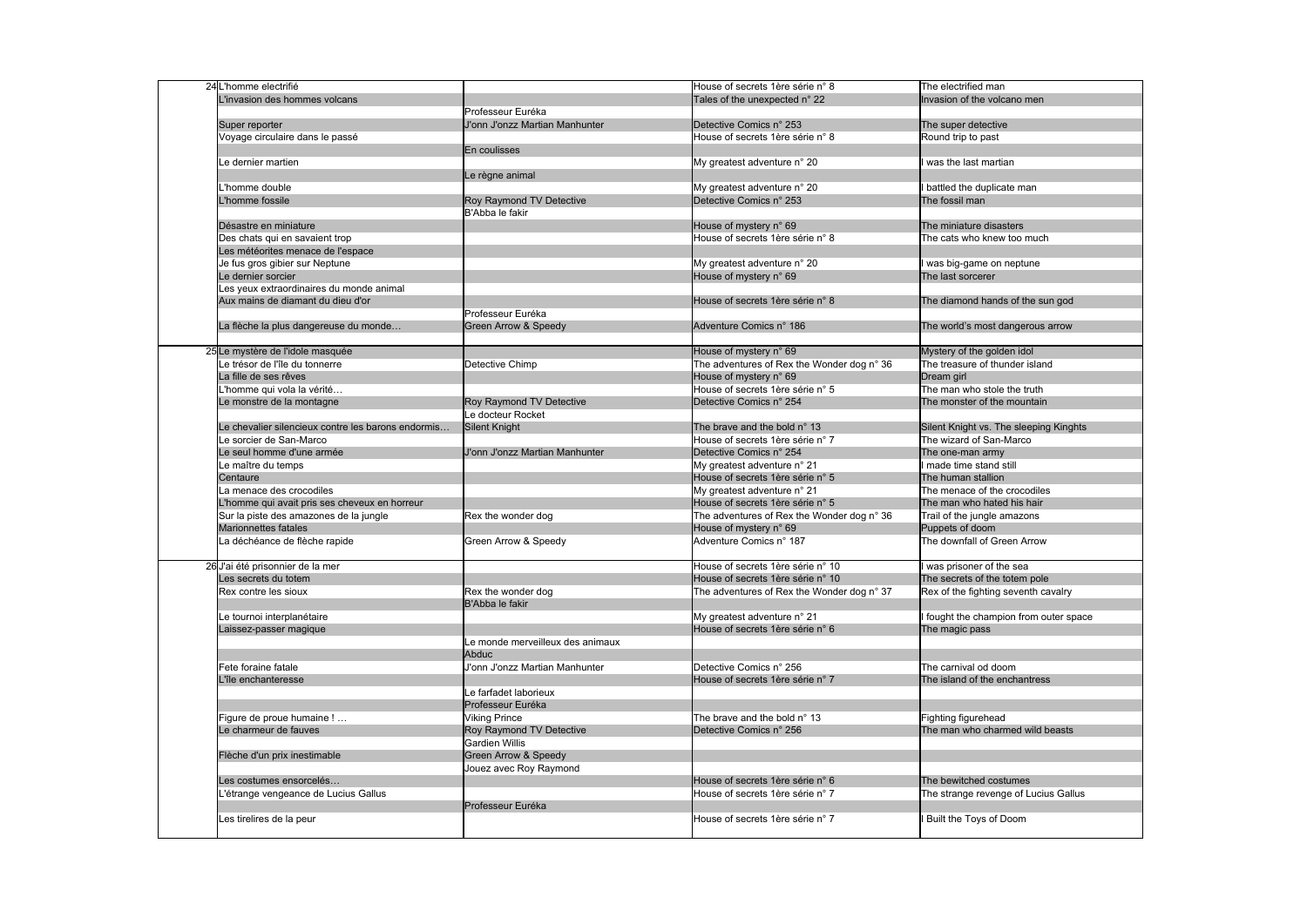| | | | | |
|---|---|---|---|---|
| 24 | L'homme electrifié | | House of secrets 1ère série n° 8 | The electrified man |
| | L'invasion des hommes volcans | | Tales of the unexpected n° 22 | Invasion of the volcano men |
| | | Professeur Euréka | | |
| | Super reporter | J'onn J'onzz Martian Manhunter | Detective Comics n° 253 | The super detective |
| | Voyage circulaire dans le passé | | House of secrets 1ère série n° 8 | Round trip to past |
| | | En coulisses | | |
| | Le dernier martien | | My greatest adventure n° 20 | I was the last martian |
| | | Le règne animal | | |
| | L'homme double | | My greatest adventure n° 20 | I battled the duplicate man |
| | L'homme fossile | Roy Raymond TV Detective | Detective Comics n° 253 | The fossil man |
| | | B'Abba le fakir | | |
| | Désastre en miniature | | House of mystery n° 69 | The miniature disasters |
| | Des chats qui en savaient trop | | House of secrets 1ère série n° 8 | The cats who knew too much |
| | Les météorites menace de l'espace | | | |
| | Je fus gros gibier sur Neptune | | My greatest adventure n° 20 | I was big-game on neptune |
| | Le dernier sorcier | | House of mystery n° 69 | The last sorcerer |
| | Les yeux extraordinaires du monde animal | | | |
| | Aux mains de diamant du dieu d'or | | House of secrets 1ère série n° 8 | The diamond hands of the sun god |
| | | Professeur Euréka | | |
| | La flèche la plus dangereuse du monde… | Green Arrow & Speedy | Adventure Comics n° 186 | The world's most dangerous arrow |
| | | | | |
| 25 | Le mystère de l'idole masquée | | House of mystery n° 69 | Mystery of the golden idol |
| | Le trésor de l'île du tonnerre | Detective Chimp | The adventures of Rex the Wonder dog n° 36 | The treasure of thunder island |
| | La fille de ses rêves | | House of mystery n° 69 | Dream girl |
| | L'homme qui vola la vérité… | | House of secrets 1ère série n° 5 | The man who stole the truth |
| | Le monstre de la montagne | Roy Raymond TV Detective | Detective Comics n° 254 | The monster of the mountain |
| | | Le docteur Rocket | | |
| | Le chevalier silencieux contre les barons endormis… | Silent Knight | The brave and the bold n° 13 | Silent Knight vs. The sleeping Kinghts |
| | Le sorcier de San-Marco | | House of secrets 1ère série n° 7 | The wizard of San-Marco |
| | Le seul homme d'une armée | J'onn J'onzz Martian Manhunter | Detective Comics n° 254 | The one-man army |
| | Le maître du temps | | My greatest adventure n° 21 | I made time stand still |
| | Centaure | | House of secrets 1ère série n° 5 | The human stallion |
| | La menace des crocodiles | | My greatest adventure n° 21 | The menace of the crocodiles |
| | L'homme qui avait pris ses cheveux en horreur | | House of secrets 1ère série n° 5 | The man who hated his hair |
| | Sur la piste des amazones de la jungle | Rex the wonder dog | The adventures of Rex the Wonder dog n° 36 | Trail of the jungle amazons |
| | Marionnettes fatales | | House of mystery n° 69 | Puppets of doom |
| | La déchéance de flèche rapide | Green Arrow & Speedy | Adventure Comics n° 187 | The downfall of Green Arrow |
| | | | | |
| 26 | J'ai été prisonnier de la mer | | House of secrets 1ère série n° 10 | I was prisoner of the sea |
| | Les secrets du totem | | House of secrets 1ère série n° 10 | The secrets of the totem pole |
| | Rex contre les sioux | Rex the wonder dog | The adventures of Rex the Wonder dog n° 37 | Rex of the fighting seventh cavalry |
| | | B'Abba le fakir | | |
| | Le tournoi interplanétaire | | My greatest adventure n° 21 | I fought the champion from outer space |
| | Laissez-passer magique | | House of secrets 1ère série n° 6 | The magic pass |
| | | Le monde merveilleux des animaux | | |
| | | Abduc | | |
| | Fete foraine fatale | J'onn J'onzz Martian Manhunter | Detective Comics n° 256 | The carnival od doom |
| | L'île enchanteresse | | House of secrets 1ère série n° 7 | The island of the enchantress |
| | | Le farfadet laborieux | | |
| | | Professeur Euréka | | |
| | Figure de proue humaine ! … | Viking Prince | The brave and the bold n° 13 | Fighting figurehead |
| | Le charmeur de fauves | Roy Raymond TV Detective | Detective Comics n° 256 | The man who charmed wild beasts |
| | | Gardien Willis | | |
| | Flèche d'un prix inestimable | Green Arrow & Speedy | | |
| | | Jouez avec Roy Raymond | | |
| | Les costumes ensorcelés… | | House of secrets 1ère série n° 6 | The bewitched costumes |
| | L'étrange vengeance de Lucius Gallus | | House of secrets 1ère série n° 7 | The strange revenge of Lucius Gallus |
| | | Professeur Euréka | | |
| | Les tirelires de la peur | | House of secrets 1ère série n° 7 | I Built the Toys of Doom |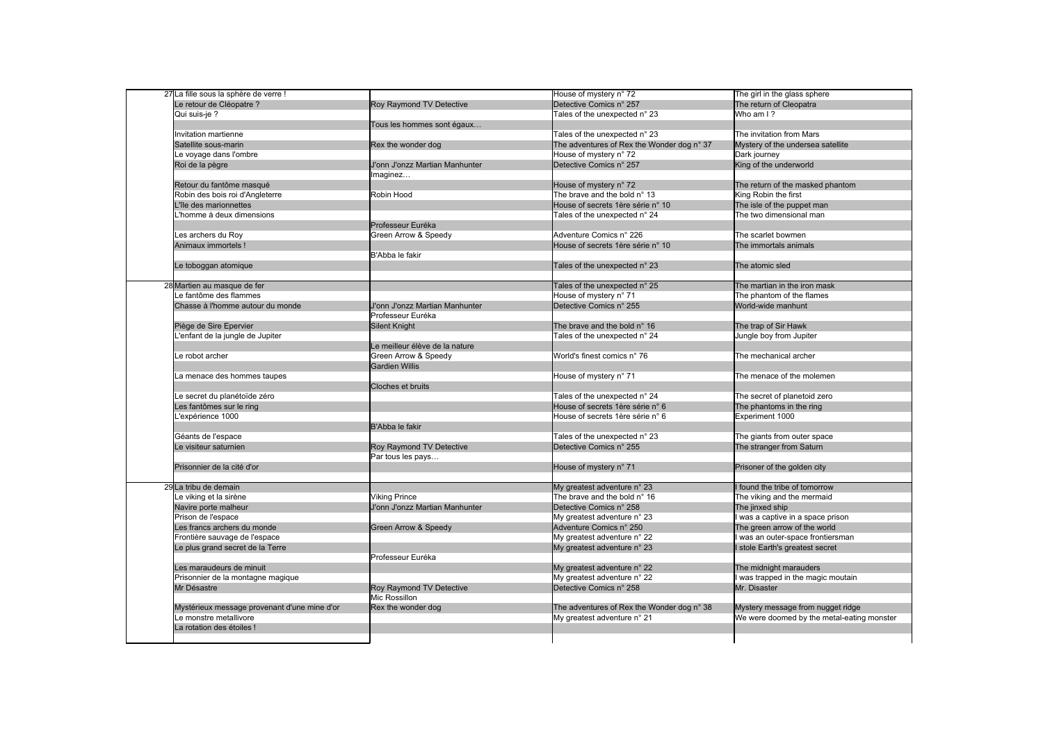| | | | | |
|---|---|---|---|---|
| 27 | La fille sous la sphère de verre ! | | House of mystery n° 72 | The girl in the glass sphere |
| | Le retour de Cléopatre ? | Roy Raymond TV Detective | Detective Comics n° 257 | The return of Cleopatra |
| | Qui suis-je ? | | Tales of the unexpected n° 23 | Who am I ? |
| | | Tous les hommes sont égaux… | | |
| | Invitation martienne | | Tales of the unexpected n° 23 | The invitation from Mars |
| | Satellite sous-marin | Rex the wonder dog | The adventures of Rex the Wonder dog n° 37 | Mystery of the undersea satellite |
| | Le voyage dans l'ombre | | House of mystery n° 72 | Dark journey |
| | Roi de la pègre | J'onn J'onzz Martian Manhunter | Detective Comics n° 257 | King of the underworld |
| | | Imaginez… | | |
| | Retour du fantôme masqué | | House of mystery n° 72 | The return of the masked phantom |
| | Robin des bois roi d'Angleterre | Robin Hood | The brave and the bold n° 13 | King Robin the first |
| | L'île des marionnettes | | House of secrets 1ère série n° 10 | The isle of the puppet man |
| | L'homme à deux dimensions | | Tales of the unexpected n° 24 | The two dimensional man |
| | | Professeur Euréka | | |
| | Les archers du Roy | Green Arrow & Speedy | Adventure Comics n° 226 | The scarlet bowmen |
| | Animaux immortels ! | | House of secrets 1ère série n° 10 | The immortals animals |
| | | B'Abba le fakir | | |
| | Le toboggan atomique | | Tales of the unexpected n° 23 | The atomic sled |
| | | | | |
| 28 | Martien au masque de fer | | Tales of the unexpected n° 25 | The martian in the iron mask |
| | Le fantôme des flammes | | House of mystery n° 71 | The phantom of the flames |
| | Chasse à l'homme autour du monde | J'onn J'onzz Martian Manhunter | Detective Comics n° 255 | World-wide manhunt |
| | | Professeur Euréka | | |
| | Piège de Sire Epervier | Silent Knight | The brave and the bold n° 16 | The trap of Sir Hawk |
| | L'enfant de la jungle de Jupiter | | Tales of the unexpected n° 24 | Jungle boy from Jupiter |
| | | Le meilleur élève de la nature | | |
| | Le robot archer | Green Arrow & Speedy | World's finest comics n° 76 | The mechanical archer |
| | | Gardien Willis | | |
| | La menace des hommes taupes | | House of mystery n° 71 | The menace of the molemen |
| | | Cloches et bruits | | |
| | Le secret du planétoïde zéro | | Tales of the unexpected n° 24 | The secret of planetoid zero |
| | Les fantômes sur le ring | | House of secrets 1ère série n° 6 | The phantoms in the ring |
| | L'expérience 1000 | | House of secrets 1ère série n° 6 | Experiment 1000 |
| | | B'Abba le fakir | | |
| | Géants de l'espace | | Tales of the unexpected n° 23 | The giants from outer space |
| | Le visiteur saturnien | Roy Raymond TV Detective | Detective Comics n° 255 | The stranger from Saturn |
| | | Par tous les pays… | | |
| | Prisonnier de la cité d'or | | House of mystery n° 71 | Prisoner of the golden city |
| | | | | |
| 29 | La tribu de demain | | My greatest adventure n° 23 | I found the tribe of tomorrow |
| | Le viking et la sirène | Viking Prince | The brave and the bold n° 16 | The viking and the mermaid |
| | Navire porte malheur | J'onn J'onzz Martian Manhunter | Detective Comics n° 258 | The jinxed ship |
| | Prison de l'espace | | My greatest adventure n° 23 | I was a captive in a space prison |
| | Les francs archers du monde | Green Arrow & Speedy | Adventure Comics n° 250 | The green arrow of the world |
| | Frontière sauvage de l'espace | | My greatest adventure n° 22 | I was an outer-space frontiersman |
| | Le plus grand secret de la Terre | | My greatest adventure n° 23 | I stole Earth's greatest secret |
| | | Professeur Euréka | | |
| | Les maraudeurs de minuit | | My greatest adventure n° 22 | The midnight marauders |
| | Prisonnier de la montagne magique | | My greatest adventure n° 22 | I was trapped in the magic moutain |
| | Mr Désastre | Roy Raymond TV Detective | Detective Comics n° 258 | Mr. Disaster |
| | | Mic Rossillon | | |
| | Mystérieux message provenant d'une mine d'or | Rex the wonder dog | The adventures of Rex the Wonder dog n° 38 | Mystery message from nugget ridge |
| | Le monstre metallivore | | My greatest adventure n° 21 | We were doomed by the metal-eating monster |
| | La rotation des étoiles ! | | | |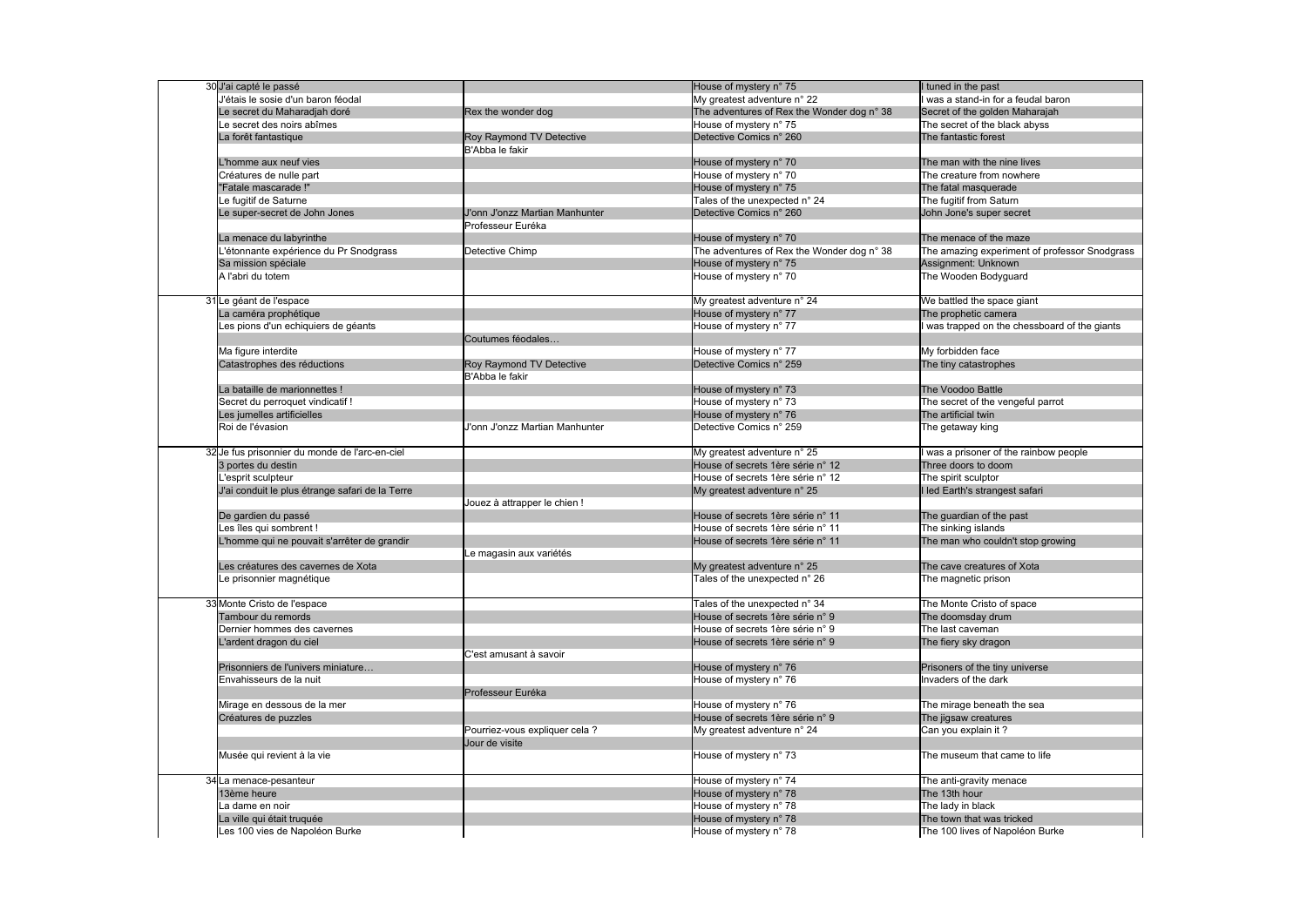| | | | | |
|---|---|---|---|---|
| 30 | J'ai capté le passé | | House of mystery n° 75 | I tuned in the past |
| | J'étais le sosie d'un baron féodal | | My greatest adventure n° 22 | I was a stand-in for a feudal baron |
| | Le secret du Maharadjah doré | Rex the wonder dog | The adventures of Rex the Wonder dog n° 38 | Secret of the golden Maharajah |
| | Le secret des noirs abîmes | | House of mystery n° 75 | The secret of the black abyss |
| | La forêt fantastique | Roy Raymond TV Detective | Detective Comics n° 260 | The fantastic forest |
| | | B'Abba le fakir | | |
| | L'homme aux neuf vies | | House of mystery n° 70 | The man with the nine lives |
| | Créatures de nulle part | | House of mystery n° 70 | The creature from nowhere |
| | "Fatale mascarade !" | | House of mystery n° 75 | The fatal masquerade |
| | Le fugitif de Saturne | | Tales of the unexpected n° 24 | The fugitif from Saturn |
| | Le super-secret de John Jones | J'onn J'onzz Martian Manhunter | Detective Comics n° 260 | John Jone's super secret |
| | | Professeur Euréka | | |
| | La menace du labyrinthe | | House of mystery n° 70 | The menace of the maze |
| | L'étonnante expérience du Pr Snodgrass | Detective Chimp | The adventures of Rex the Wonder dog n° 38 | The amazing experiment of professor Snodgrass |
| | Sa mission spéciale | | House of mystery n° 75 | Assignment: Unknown |
| | A l'abri du totem | | House of mystery n° 70 | The Wooden Bodyguard |
| 31 | Le géant de l'espace | | My greatest adventure n° 24 | We battled the space giant |
| | La caméra prophétique | | House of mystery n° 77 | The prophetic camera |
| | Les pions d'un echiquiers de géants | | House of mystery n° 77 | I was trapped on the chessboard of the giants |
| | | Coutumes féodales… | | |
| | Ma figure interdite | | House of mystery n° 77 | My forbidden face |
| | Catastrophes des réductions | Roy Raymond TV Detective | Detective Comics n° 259 | The tiny catastrophes |
| | | B'Abba le fakir | | |
| | La bataille de marionnettes ! | | House of mystery n° 73 | The Voodoo Battle |
| | Secret du perroquet vindicatif ! | | House of mystery n° 73 | The secret of the vengeful parrot |
| | Les jumelles artificielles | | House of mystery n° 76 | The artificial twin |
| | Roi de l'évasion | J'onn J'onzz Martian Manhunter | Detective Comics n° 259 | The getaway king |
| 32 | Je fus prisonnier du monde de l'arc-en-ciel | | My greatest adventure n° 25 | I was a prisoner of the rainbow people |
| | 3 portes du destin | | House of secrets 1ère série n° 12 | Three doors to doom |
| | L'esprit sculpteur | | House of secrets 1ère série n° 12 | The spirit sculptor |
| | J'ai conduit le plus étrange safari de la Terre | | My greatest adventure n° 25 | I led Earth's strangest safari |
| | | Jouez à attrapper le chien ! | | |
| | De gardien du passé | | House of secrets 1ère série n° 11 | The guardian of the past |
| | Les îles qui sombrent ! | | House of secrets 1ère série n° 11 | The sinking islands |
| | L'homme qui ne pouvait s'arrêter de grandir | | House of secrets 1ère série n° 11 | The man who couldn't stop growing |
| | | Le magasin aux variétés | | |
| | Les créatures des cavernes de Xota | | My greatest adventure n° 25 | The cave creatures of Xota |
| | Le prisonnier magnétique | | Tales of the unexpected n° 26 | The magnetic prison |
| 33 | Monte Cristo de l'espace | | Tales of the unexpected n° 34 | The Monte Cristo of space |
| | Tambour du remords | | House of secrets 1ère série n° 9 | The doomsday drum |
| | Dernier hommes des cavernes | | House of secrets 1ère série n° 9 | The last caveman |
| | L'ardent dragon du ciel | | House of secrets 1ère série n° 9 | The fiery sky dragon |
| | | C'est amusant à savoir | | |
| | Prisonniers de l'univers miniature… | | House of mystery n° 76 | Prisoners of the tiny universe |
| | Envahisseurs de la nuit | | House of mystery n° 76 | Invaders of the dark |
| | | Professeur Euréka | | |
| | Mirage en dessous de la mer | | House of mystery n° 76 | The mirage beneath the sea |
| | Créatures de puzzles | | House of secrets 1ère série n° 9 | The jigsaw creatures |
| | | Pourriez-vous expliquer cela ? | My greatest adventure n° 24 | Can you explain it ? |
| | | Jour de visite | | |
| | Musée qui revient à la vie | | House of mystery n° 73 | The museum that came to life |
| 34 | La menace-pesanteur | | House of mystery n° 74 | The anti-gravity menace |
| | 13ème heure | | House of mystery n° 78 | The 13th hour |
| | La dame en noir | | House of mystery n° 78 | The lady in black |
| | La ville qui était truquée | | House of mystery n° 78 | The town that was tricked |
| | Les 100 vies de Napoléon Burke | | House of mystery n° 78 | The 100 lives of Napoléon Burke |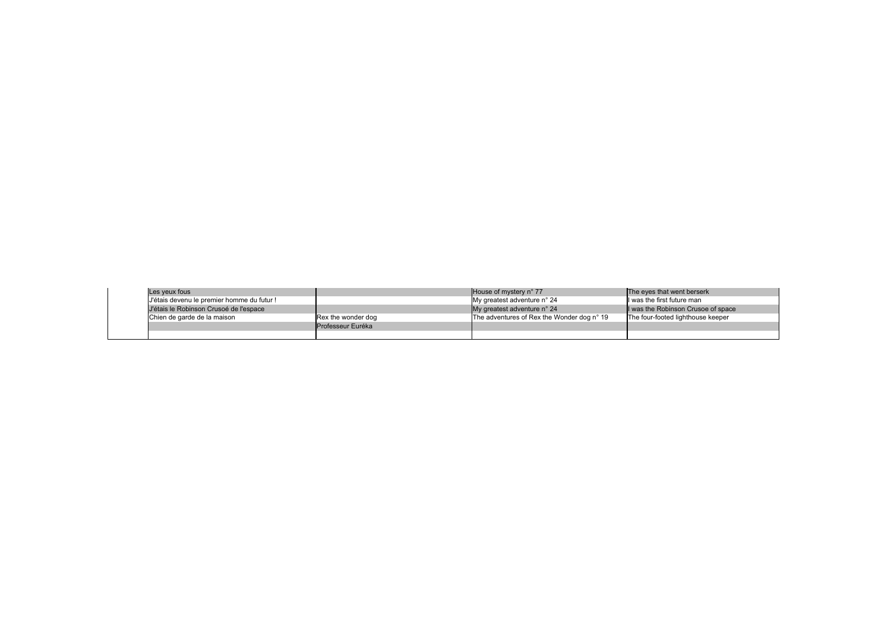| | | | | |
|---|---|---|---|---|
| | Les yeux fous | | House of mystery n° 77 | The eyes that went berserk |
| | J'étais devenu le premier homme du futur ! | | My greatest adventure n° 24 | I was the first future man |
| | J'étais le Robinson Crusoé de l'espace | | My greatest adventure n° 24 | I was the Robinson Crusoe of space |
| | Chien de garde de la maison | Rex the wonder dog | The adventures of Rex the Wonder dog n° 19 | The four-footed lighthouse keeper |
| | | Professeur Euréka | | |
| | | | | |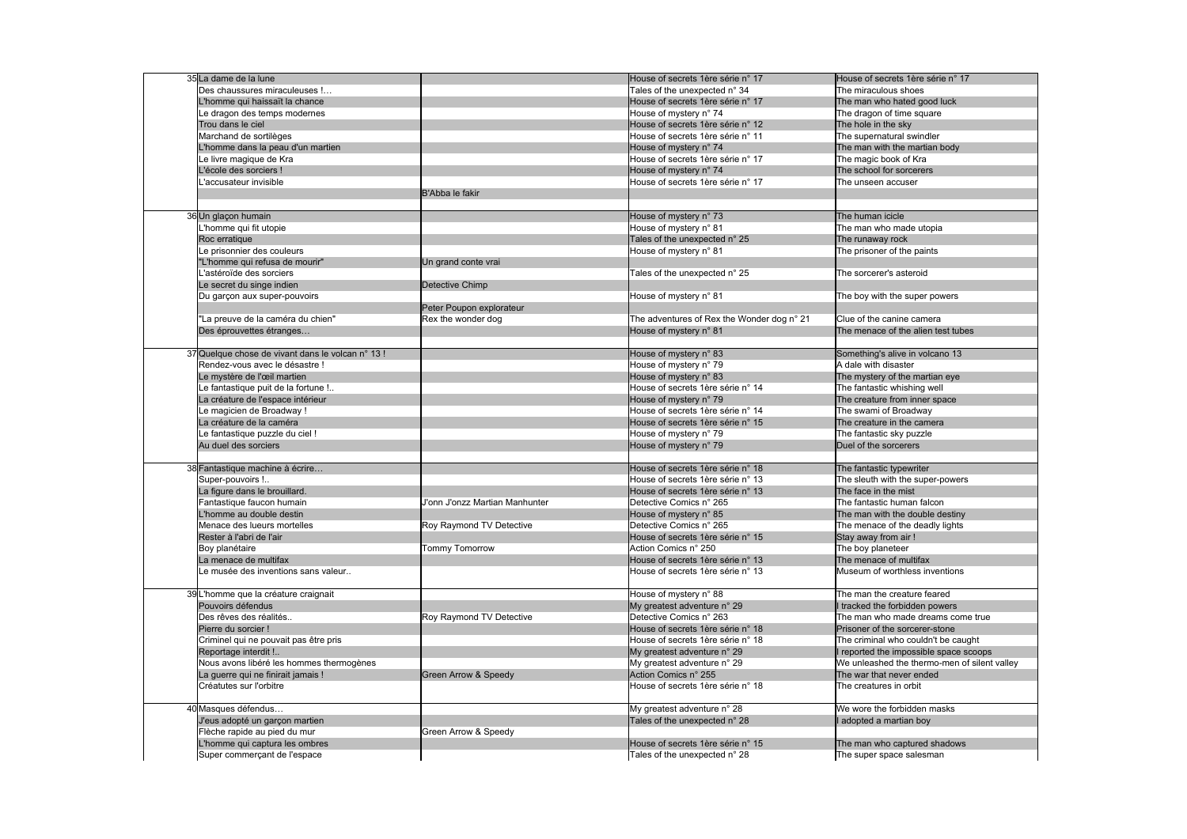| | | | | |
|---|---|---|---|---|
| 35 | La dame de la lune | | House of secrets 1ère série n° 17 | House of secrets 1ère série n° 17 |
| | Des chaussures miraculeuses !… | | Tales of the unexpected n° 34 | The miraculous shoes |
| | L'homme qui haïssait la chance | | House of secrets 1ère série n° 17 | The man who hated good luck |
| | Le dragon des temps modernes | | House of mystery n° 74 | The dragon of time square |
| | Trou dans le ciel | | House of secrets 1ère série n° 12 | The hole in the sky |
| | Marchand de sortilèges | | House of secrets 1ère série n° 11 | The supernatural swindler |
| | L'homme dans la peau d'un martien | | House of mystery n° 74 | The man with the martian body |
| | Le livre magique de Kra | | House of secrets 1ère série n° 17 | The magic book of Kra |
| | L'école des sorciers ! | | House of mystery n° 74 | The school for sorcerers |
| | L'accusateur invisible | | House of secrets 1ère série n° 17 | The unseen accuser |
| | | B'Abba le fakir | | |
| | | | | |
| 36 | Un glaçon humain | | House of mystery n° 73 | The human icicle |
| | L'homme qui fit utopie | | House of mystery n° 81 | The man who made utopia |
| | Roc erratique | | Tales of the unexpected n° 25 | The runaway rock |
| | Le prisonnier des couleurs | | House of mystery n° 81 | The prisoner of the paints |
| | "L'homme qui refusa de mourir" | Un grand conte vrai | | |
| | L'astéroïde des sorciers | | Tales of the unexpected n° 25 | The sorcerer's asteroid |
| | Le secret du singe indien | Detective Chimp | | |
| | Du garçon aux super-pouvoirs | | House of mystery n° 81 | The boy with the super powers |
| | | Peter Poupon explorateur | | |
| | "La preuve de la caméra du chien" | Rex the wonder dog | The adventures of Rex the Wonder dog n° 21 | Clue of the canine camera |
| | Des éprouvettes étranges… | | House of mystery n° 81 | The menace of the alien test tubes |
| | | | | |
| 37 | Quelque chose de vivant dans le volcan n° 13 ! | | House of mystery n° 83 | Something's alive in volcano 13 |
| | Rendez-vous avec le désastre ! | | House of mystery n° 79 | A dale with disaster |
| | Le mystère de l'œil martien | | House of mystery n° 83 | The mystery of the martian eye |
| | Le fantastique puit de la fortune !.. | | House of secrets 1ère série n° 14 | The fantastic whishing well |
| | La créature de l'espace intérieur | | House of mystery n° 79 | The creature from inner space |
| | Le magicien de Broadway ! | | House of secrets 1ère série n° 14 | The swami of Broadway |
| | La créature de la caméra | | House of secrets 1ère série n° 15 | The creature in the camera |
| | Le fantastique puzzle du ciel ! | | House of mystery n° 79 | The fantastic sky puzzle |
| | Au duel des sorciers | | House of mystery n° 79 | Duel of the sorcerers |
| | | | | |
| 38 | Fantastique machine à écrire… | | House of secrets 1ère série n° 18 | The fantastic typewriter |
| | Super-pouvoirs !.. | | House of secrets 1ère série n° 13 | The sleuth with the super-powers |
| | La figure dans le brouillard. | | House of secrets 1ère série n° 13 | The face in the mist |
| | Fantastique faucon humain | J'onn J'onzz Martian Manhunter | Detective Comics n° 265 | The fantastic human falcon |
| | L'homme au double destin | | House of mystery n° 85 | The man with the double destiny |
| | Menace des lueurs mortelles | Roy Raymond TV Detective | Detective Comics n° 265 | The menace of the deadly lights |
| | Rester à l'abri de l'air | | House of secrets 1ère série n° 15 | Stay away from air ! |
| | Boy planétaire | Tommy Tomorrow | Action Comics n° 250 | The boy planeteer |
| | La menace de multifax | | House of secrets 1ère série n° 13 | The menace of multifax |
| | Le musée des inventions sans valeur.. | | House of secrets 1ère série n° 13 | Museum of worthless inventions |
| | | | | |
| 39 | L'homme que la créature craignait | | House of mystery n° 88 | The man the creature feared |
| | Pouvoirs défendus | | My greatest adventure n° 29 | I tracked the forbidden powers |
| | Des rêves des réalités.. | Roy Raymond TV Detective | Detective Comics n° 263 | The man who made dreams come true |
| | Pierre du sorcier ! | | House of secrets 1ère série n° 18 | Prisoner of the sorcerer-stone |
| | Criminel qui ne pouvait pas être pris | | House of secrets 1ère série n° 18 | The criminal who couldn't be caught |
| | Reportage interdit !.. | | My greatest adventure n° 29 | I reported the impossible space scoops |
| | Nous avons libéré les hommes thermogènes | | My greatest adventure n° 29 | We unleashed the thermo-men of silent valley |
| | La guerre qui ne finirait jamais ! | Green Arrow & Speedy | Action Comics n° 255 | The war that never ended |
| | Créatutes sur l'orbitre | | House of secrets 1ère série n° 18 | The creatures in orbit |
| | | | | |
| 40 | Masques défendus… | | My greatest adventure n° 28 | We wore the forbidden masks |
| | J'eus adopté un garçon martien | | Tales of the unexpected n° 28 | I adopted a martian boy |
| | Flèche rapide au pied du mur | Green Arrow & Speedy | | |
| | L'homme qui captura les ombres | | House of secrets 1ère série n° 15 | The man who captured shadows |
| | Super commerçant de l'espace | | Tales of the unexpected n° 28 | The super space salesman |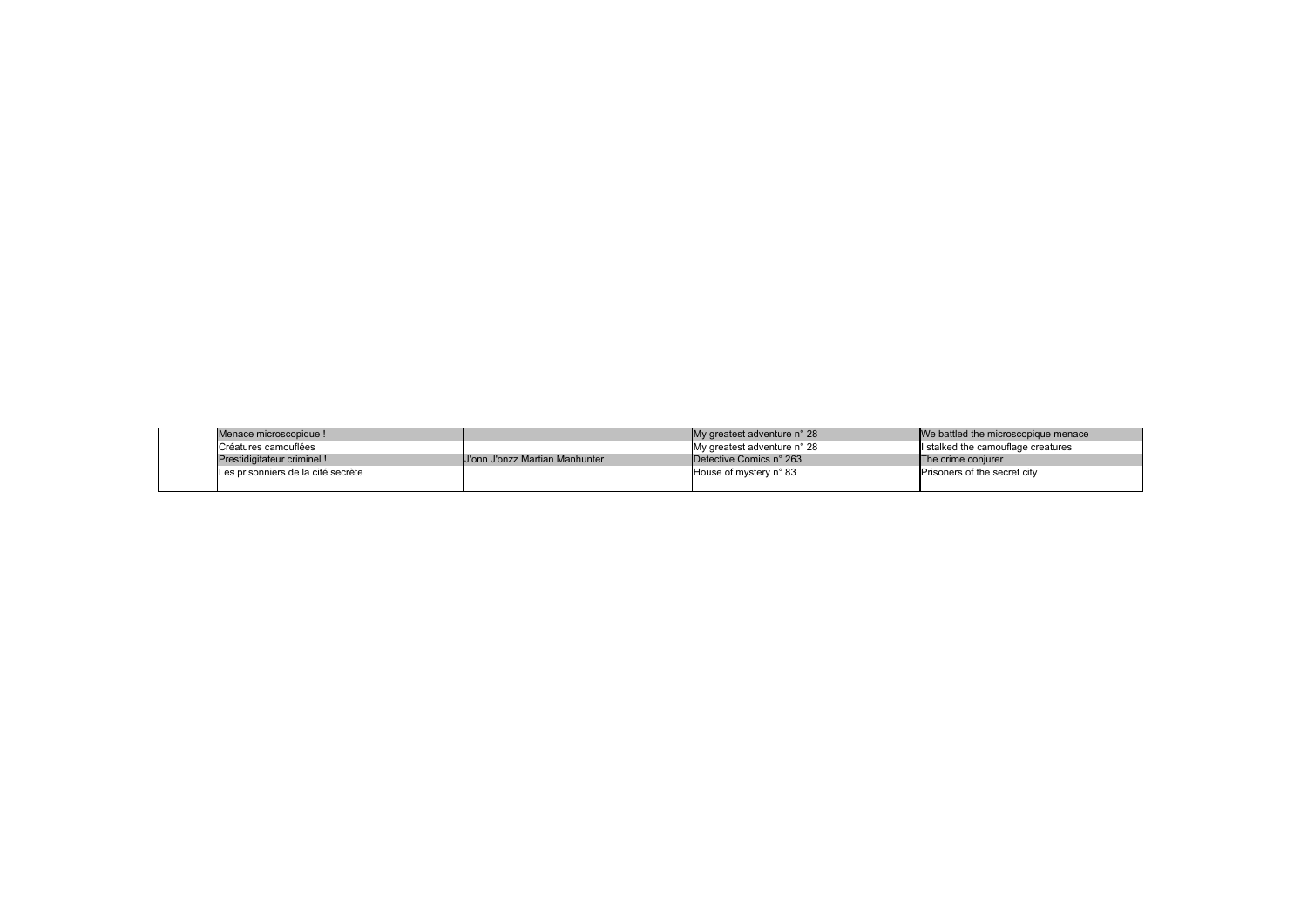| | | | | |
|---|---|---|---|---|
| | Menace microscopique ! | | My greatest adventure n° 28 | We battled the microscopique menace |
| | Créatures camouflées | | My greatest adventure n° 28 | I stalked the camouflage creatures |
| | Prestidigitateur criminel !. | J'onn J'onzz Martian Manhunter | Detective Comics n° 263 | The crime conjurer |
| | Les prisonniers de la cité secrète | | House of mystery n° 83 | Prisoners of the secret city |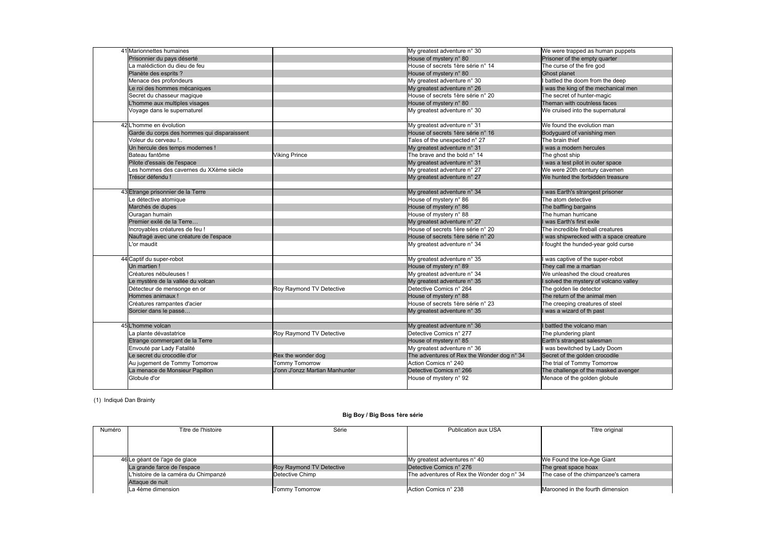| Numéro | Titre de l'histoire | Série | Publication aux USA | Titre original |
|---|---|---|---|---|
| 41 | Marionnettes humaines | | My greatest adventure n° 30 | We were trapped as human puppets |
| | Prisonnier du pays déserté | | House of mystery n° 80 | Prisoner of the empty quarter |
| | La malédiction du dieu de feu | | House of secrets 1ère série n° 14 | The curse of the fire god |
| | Planète des esprits ? | | House of mystery n° 80 | Ghost planet |
| | Menace des profondeurs | | My greatest adventure n° 30 | I battled the doom from the deep |
| | Le roi des hommes mécaniques | | My greatest adventure n° 26 | I was the king of the mechanical men |
| | Secret du chasseur magique | | House of secrets 1ère série n° 20 | The secret of hunter-magic |
| | L'homme aux multiples visages | | House of mystery n° 80 | Theman with coutnless faces |
| | Voyage dans le supernaturel | | My greatest adventure n° 30 | We cruised into the supernatural |
| 42 | L'homme en évolution | | My greatest adventure n° 31 | We found the evolution man |
| | Garde du corps des hommes qui disparaissent | | House of secrets 1ère série n° 16 | Bodyguard of vanishing men |
| | Voleur du cerveau !.. | | Tales of the unexpected n° 27 | The brain thief |
| | Un hercule des temps modernes ! | | My greatest adventure n° 31 | I was a modern hercules |
| | Bateau fantôme | Viking Prince | The brave and the bold n° 14 | The ghost ship |
| | Pilote d'essais de l'espace | | My greatest adventure n° 31 | I was a test pilot in outer space |
| | Les hommes des cavernes du XXème siècle | | My greatest adventure n° 27 | We were 20th century cavemen |
| | Trésor défendu ! | | My greatest adventure n° 27 | We hunted the forbidden treasure |
| 43 | Etrange prisonnier de la Terre | | My greatest adventure n° 34 | I was Earth's strangest prisoner |
| | Le détective atomique | | House of mystery n° 86 | The atom detective |
| | Marchés de dupes | | House of mystery n° 86 | The baffling bargains |
| | Ouragan humain | | House of mystery n° 88 | The human hurricane |
| | Premier exilé de la Terre… | | My greatest adventure n° 27 | I was Earth's first exile |
| | Incroyables créatures de feu ! | | House of secrets 1ère série n° 20 | The incredible fireball creatures |
| | Naufragé avec une créature de l'espace | | House of secrets 1ère série n° 20 | I was shipwrecked with a space creature |
| | L'or maudit | | My greatest adventure n° 34 | I fought the hunded-year gold curse |
| 44 | Captif du super-robot | | My greatest adventure n° 35 | I was captive of the super-robot |
| | Un martien ! | | House of mystery n° 89 | They call me a martian |
| | Créatures nébuleuses ! | | My greatest adventure n° 34 | We unleashed the cloud creatures |
| | Le mystère de la vallée du volcan | | My greatest adventure n° 35 | I solved the mystery of volcano valley |
| | Détecteur de mensonge en or | Roy Raymond TV Detective | Detective Comics n° 264 | The golden lie detector |
| | Hommes animaux ! | | House of mystery n° 88 | The return of the animal men |
| | Créatures rampantes d'acier | | House of secrets 1ère série n° 23 | The creeping creatures of steel |
| | Sorcier dans le passé… | | My greatest adventure n° 35 | I was a wizard of th past |
| 45 | L'homme volcan | | My greatest adventure n° 36 | I battled the volcano man |
| | La plante dévastatrice | Roy Raymond TV Detective | Detective Comics n° 277 | The plundering plant |
| | Etrange commerçant de la Terre | | House of mystery n° 85 | Earth's strangest salesman |
| | Envouté par Lady Fatalité | | My greatest adventure n° 36 | I was bewitched by Lady Doom |
| | Le secret du crocodile d'or | Rex the wonder dog | The adventures of Rex the Wonder dog n° 34 | Secret of the golden crocodile |
| | Au jugement de Tommy Tomorrow | Tommy Tomorrow | Action Comics n° 240 | The trial of Tommy Tomorrow |
| | La menace de Monsieur Papillon | J'onn J'onzz Martian Manhunter | Detective Comics n° 266 | The challenge of the masked avenger |
| | Globule d'or | | House of mystery n° 92 | Menace of the golden globule |

(1) Indiqué Dan Brainty

**Big Boy / Big Boss 1ère série**

| Numéro | Titre de l'histoire | Série | Publication aux USA | Titre original |
|---|---|---|---|---|
| 46 | Le géant de l'age de glace | | My greatest adventures n° 40 | We Found the Ice-Age Giant |
| | La grande farce de l'espace | Roy Raymond TV Detective | Detective Comics n° 276 | The great space hoax |
| | L'histoire de la caméra du Chimpanzé | Detective Chimp | The adventures of Rex the Wonder dog n° 34 | The case of the chimpanzee's camera |
| | Attaque de nuit | | | |
| | La 4ème dimension | Tommy Tomorrow | Action Comics n° 238 | Marooned in the fourth dimension |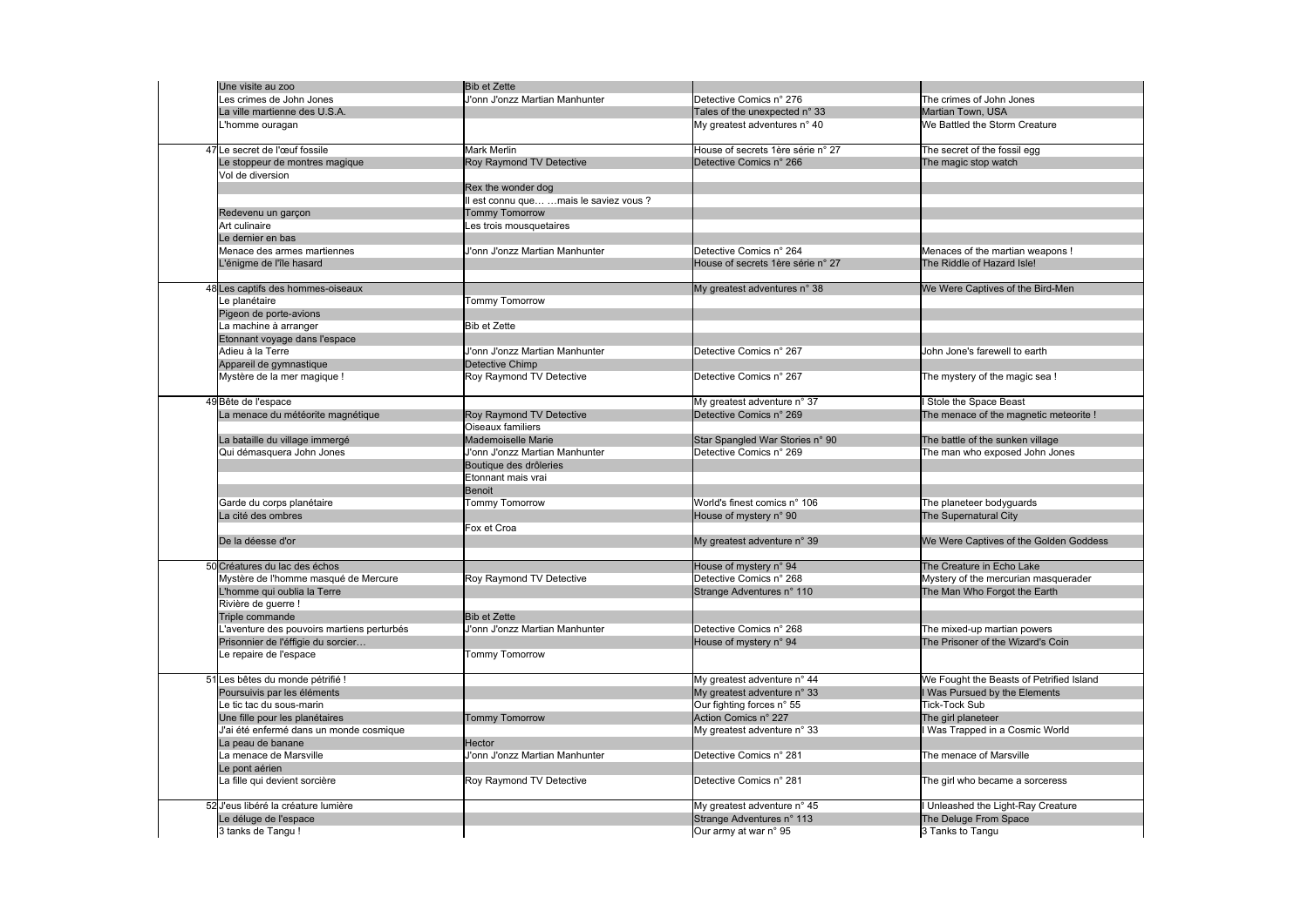| | | | | |
|---|---|---|---|---|
| | Une visite au zoo | Bib et Zette | | |
| | Les crimes de John Jones | J'onn J'onzz Martian Manhunter | Detective Comics n° 276 | The crimes of John Jones |
| | La ville martienne des U.S.A. | | Tales of the unexpected n° 33 | Martian Town, USA |
| | L'homme ouragan | | My greatest adventures n° 40 | We Battled the Storm Creature |
| 47 | Le secret de l'œuf fossile | Mark Merlin | House of secrets 1ère série n° 27 | The secret of the fossil egg |
| | Le stoppeur de montres magique | Roy Raymond TV Detective | Detective Comics n° 266 | The magic stop watch |
| | Vol de diversion | | | |
| | | Rex the wonder dog | | |
| | | Il est connu que… …mais le saviez vous ? | | |
| | Redevenu un garçon | Tommy Tomorrow | | |
| | Art culinaire | Les trois mousquetaires | | |
| | Le dernier en bas | | | |
| | Menace des armes martiennes | J'onn J'onzz Martian Manhunter | Detective Comics n° 264 | Menaces of the martian weapons ! |
| | L'énigme de l'île hasard | | House of secrets 1ère série n° 27 | The Riddle of Hazard Isle! |
| 48 | Les captifs des hommes-oiseaux | | My greatest adventures n° 38 | We Were Captives of the Bird-Men |
| | Le planétaire | Tommy Tomorrow | | |
| | Pigeon de porte-avions | | | |
| | La machine à arranger | Bib et Zette | | |
| | Etonnant voyage dans l'espace | | | |
| | Adieu à la Terre | J'onn J'onzz Martian Manhunter | Detective Comics n° 267 | John Jone's farewell to earth |
| | Appareil de gymnastique | Detective Chimp | | |
| | Mystère de la mer magique ! | Roy Raymond TV Detective | Detective Comics n° 267 | The mystery of the magic sea ! |
| 49 | Bête de l'espace | | My greatest adventure n° 37 | I Stole the Space Beast |
| | La menace du météorite magnétique | Roy Raymond TV Detective | Detective Comics n° 269 | The menace of the magnetic meteorite ! |
| | | Oiseaux familiers | | |
| | La bataille du village immergé | Mademoiselle Marie | Star Spangled War Stories n° 90 | The battle of the sunken village |
| | Qui démasquera John Jones | J'onn J'onzz Martian Manhunter | Detective Comics n° 269 | The man who exposed John Jones |
| | | Boutique des drôleries | | |
| | | Etonnant mais vrai | | |
| | | Benoit | | |
| | Garde du corps planétaire | Tommy Tomorrow | World's finest comics n° 106 | The planeteer bodyguards |
| | La cité des ombres | | House of mystery n° 90 | The Supernatural City |
| | | Fox et Croa | | |
| | De la déesse d'or | | My greatest adventure n° 39 | We Were Captives of the Golden Goddess |
| 50 | Créatures du lac des échos | | House of mystery n° 94 | The Creature in Echo Lake |
| | Mystère de l'homme masqué de Mercure | Roy Raymond TV Detective | Detective Comics n° 268 | Mystery of the mercurian masquerader |
| | L'homme qui oublia la Terre | | Strange Adventures n° 110 | The Man Who Forgot the Earth |
| | Rivière de guerre ! | | | |
| | Triple commande | Bib et Zette | | |
| | L'aventure des pouvoirs martiens perturbés | J'onn J'onzz Martian Manhunter | Detective Comics n° 268 | The mixed-up martian powers |
| | Prisonnier de l'éffigie du sorcier… | | House of mystery n° 94 | The Prisoner of the Wizard's Coin |
| | Le repaire de l'espace | Tommy Tomorrow | | |
| 51 | Les bêtes du monde pétrifié ! | | My greatest adventure n° 44 | We Fought the Beasts of Petrified Island |
| | Poursuivis par les éléments | | My greatest adventure n° 33 | I Was Pursued by the Elements |
| | Le tic tac du sous-marin | | Our fighting forces n° 55 | Tick-Tock Sub |
| | Une fille pour les planétaires | Tommy Tomorrow | Action Comics n° 227 | The girl planeteer |
| | J'ai été enfermé dans un monde cosmique | | My greatest adventure n° 33 | I Was Trapped in a Cosmic World |
| | La peau de banane | Hector | | |
| | La menace de Marsville | J'onn J'onzz Martian Manhunter | Detective Comics n° 281 | The menace of Marsville |
| | Le pont aérien | | | |
| | La fille qui devient sorcière | Roy Raymond TV Detective | Detective Comics n° 281 | The girl who became a sorceress |
| 52 | J'eus libéré la créature lumière | | My greatest adventure n° 45 | I Unleashed the Light-Ray Creature |
| | Le déluge de l'espace | | Strange Adventures n° 113 | The Deluge From Space |
| | 3 tanks de Tangu ! | | Our army at war n° 95 | 3 Tanks to Tangu |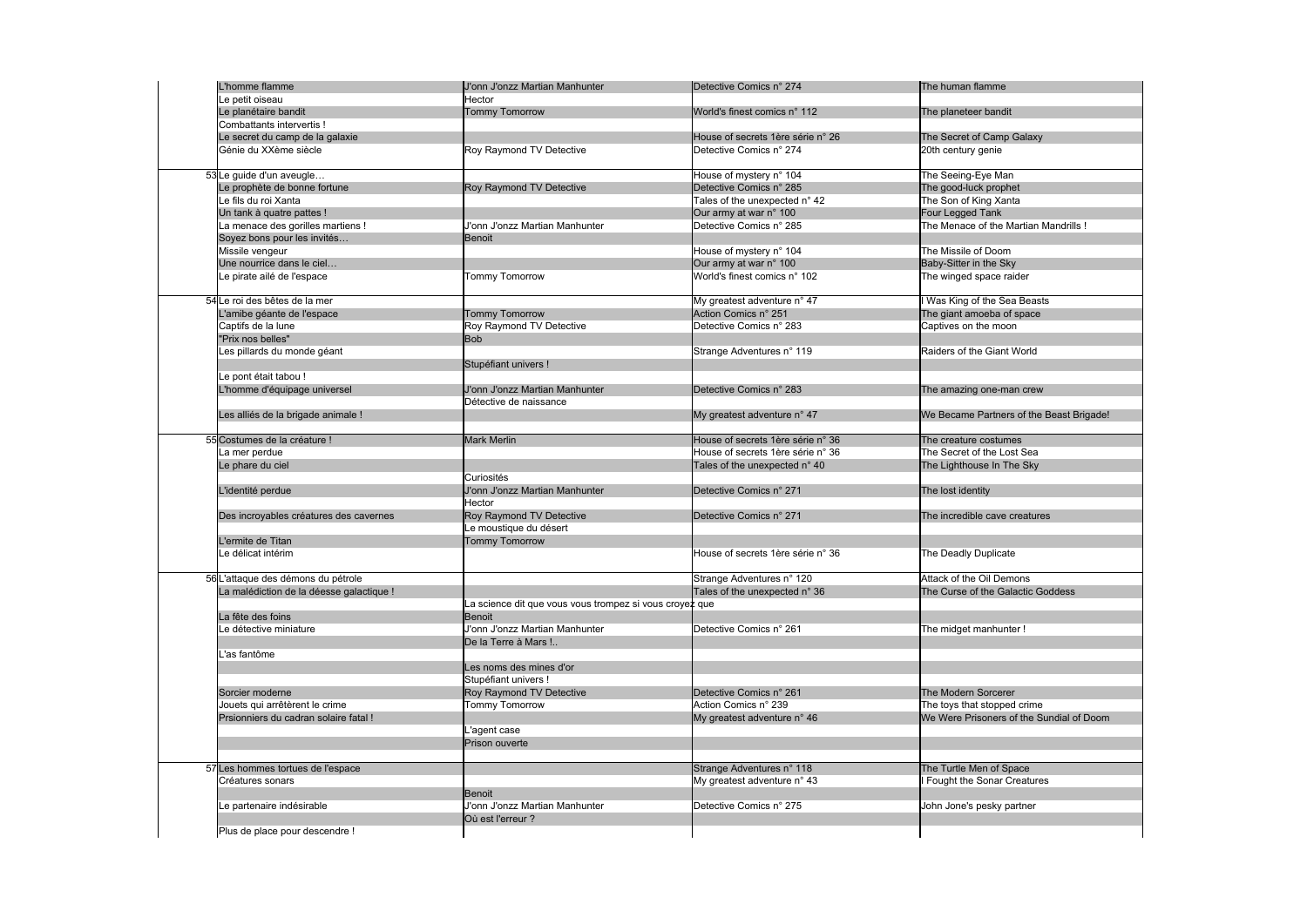| | | | | |
|---|---|---|---|---|
| | L'homme flamme | J'onn J'onzz Martian Manhunter | Detective Comics n° 274 | The human flamme |
| | Le petit oiseau | Hector | | |
| | Le planétaire bandit | Tommy Tomorrow | World's finest comics n° 112 | The planeteer bandit |
| | Combattants intervertis ! | | | |
| | Le secret du camp de la galaxie | | House of secrets 1ère série n° 26 | The Secret of Camp Galaxy |
| | Génie du XXème siècle | Roy Raymond TV Detective | Detective Comics n° 274 | 20th century genie |
| 53 | Le guide d'un aveugle… | | House of mystery n° 104 | The Seeing-Eye Man |
| | Le prophète de bonne fortune | Roy Raymond TV Detective | Detective Comics n° 285 | The good-luck prophet |
| | Le fils du roi Xanta | | Tales of the unexpected n° 42 | The Son of King Xanta |
| | Un tank à quatre pattes ! | | Our army at war n° 100 | Four Legged Tank |
| | La menace des gorilles martiens ! | J'onn J'onzz Martian Manhunter | Detective Comics n° 285 | The Menace of the Martian Mandrills ! |
| | Soyez bons pour les invités… | Benoit | | |
| | Missile vengeur | | House of mystery n° 104 | The Missile of Doom |
| | Une nourrice dans le ciel… | | Our army at war n° 100 | Baby-Sitter in the Sky |
| | Le pirate ailé de l'espace | Tommy Tomorrow | World's finest comics n° 102 | The winged space raider |
| 54 | Le roi des bêtes de la mer | | My greatest adventure n° 47 | I Was King of the Sea Beasts |
| | L'amibe géante de l'espace | Tommy Tomorrow | Action Comics n° 251 | The giant amoeba of space |
| | Captifs de la lune | Roy Raymond TV Detective | Detective Comics n° 283 | Captives on the moon |
| | "Prix nos belles" | Bob | | |
| | Les pillards du monde géant | | Strange Adventures n° 119 | Raiders of the Giant World |
| | | Stupéfiant univers ! | | |
| | Le pont était tabou ! | | | |
| | L'homme d'équipage universel | J'onn J'onzz Martian Manhunter | Detective Comics n° 283 | The amazing one-man crew |
| | | Détective de naissance | | |
| | Les alliés de la brigade animale ! | | My greatest adventure n° 47 | We Became Partners of the Beast Brigade! |
| 55 | Costumes de la créature ! | Mark Merlin | House of secrets 1ère série n° 36 | The creature costumes |
| | La mer perdue | | House of secrets 1ère série n° 36 | The Secret of the Lost Sea |
| | Le phare du ciel | | Tales of the unexpected n° 40 | The Lighthouse In The Sky |
| | | Curiosités | | |
| | L'identité perdue | J'onn J'onzz Martian Manhunter | Detective Comics n° 271 | The lost identity |
| | | Hector | | |
| | Des incroyables créatures des cavernes | Roy Raymond TV Detective | Detective Comics n° 271 | The incredible cave creatures |
| | | Le moustique du désert | | |
| | L'ermite de Titan | Tommy Tomorrow | | |
| | Le délicat intérim | | House of secrets 1ère série n° 36 | The Deadly Duplicate |
| 56 | L'attaque des démons du pétrole | | Strange Adventures n° 120 | Attack of the Oil Demons |
| | La malédiction de la déesse galactique ! | | Tales of the unexpected n° 36 | The Curse of the Galactic Goddess |
| | | La science dit que vous vous trompez si vous croyez que | | |
| | La fête des foins | Benoit | | |
| | Le détective miniature | J'onn J'onzz Martian Manhunter | Detective Comics n° 261 | The midget manhunter ! |
| | | De la Terre à Mars !.. | | |
| | L'as fantôme | | | |
| | | Les noms des mines d'or | | |
| | | Stupéfiant univers ! | | |
| | Sorcier moderne | Roy Raymond TV Detective | Detective Comics n° 261 | The Modern Sorcerer |
| | Jouets qui arrêtèrent le crime | Tommy Tomorrow | Action Comics n° 239 | The toys that stopped crime |
| | Prsionniers du cadran solaire fatal ! | | My greatest adventure n° 46 | We Were Prisoners of the Sundial of Doom |
| | | L'agent case | | |
| | | Prison ouverte | | |
| 57 | Les hommes tortues de l'espace | | Strange Adventures n° 118 | The Turtle Men of Space |
| | Créatures sonars | | My greatest adventure n° 43 | I Fought the Sonar Creatures |
| | | Benoit | | |
| | Le partenaire indésirable | J'onn J'onzz Martian Manhunter | Detective Comics n° 275 | John Jone's pesky partner |
| | | Où est l'erreur ? | | |
| | Plus de place pour descendre ! | | | |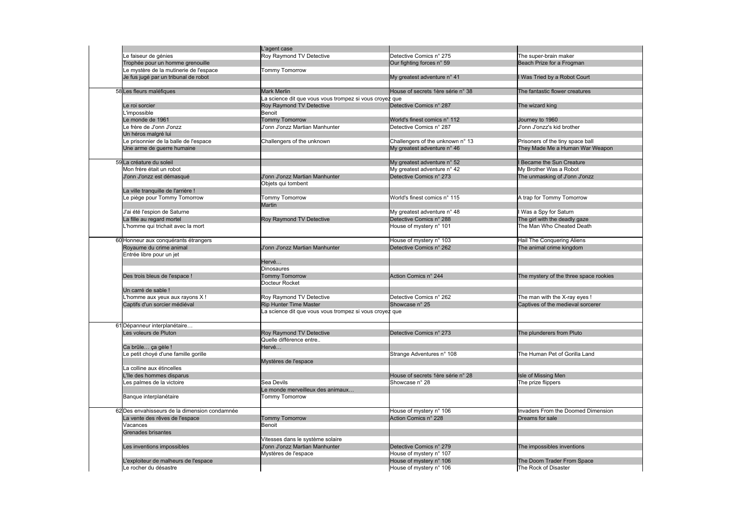| | | | | |
|---|---|---|---|---|
| | | L'agent case | | |
| | Le faiseur de génies | Roy Raymond TV Detective | Detective Comics n° 275 | The super-brain maker |
| | Trophée pour un homme grenouille | | Our fighting forces n° 59 | Beach Prize for a Frogman |
| | Le mystère de la mutinerie de l'espace | Tommy Tomorrow | | |
| | Je fus jugé par un tribunal de robot | | My greatest adventure n° 41 | I Was Tried by a Robot Court |
| | | | | |
| 58 | Les fleurs maléfiques | Mark Merlin | House of secrets 1ère série n° 38 | The fantastic flower creatures |
| | | La science dit que vous vous trompez si vous croyez que | | |
| | Le roi sorcier | Roy Raymond TV Detective | Detective Comics n° 287 | The wizard king |
| | L'impossible | Benoit | | |
| | Le monde de 1961 | Tommy Tomorrow | World's finest comics n° 112 | Journey to 1960 |
| | Le frère de J'onn J'onzz | J'onn J'onzz Martian Manhunter | Detective Comics n° 287 | J'onn J'onzz's kid brother |
| | Un héros malgré lui | | | |
| | Le prisonnier de la balle de l'espace | Challengers of the unknown | Challengers of the unknown n° 13 | Prisoners of the tiny space ball |
| | Une arme de guerre humaine | | My greatest adventure n° 46 | They Made Me a Human War Weapon |
| | | | | |
| 59 | La créature du soleil | | My greatest adventure n° 52 | I Became the Sun Creature |
| | Mon frère était un robot | | My greatest adventure n° 42 | My Brother Was a Robot |
| | J'onn J'onzz est démasqué | J'onn J'onzz Martian Manhunter | Detective Comics n° 273 | The unmasking of J'onn J'onzz |
| | | Objets qui tombent | | |
| | La ville tranquille de l'arrière ! | | | |
| | Le piège pour Tommy Tomorrow | Tommy Tomorrow | World's finest comics n° 115 | A trap for Tommy Tomorrow |
| | | Martin | | |
| | J'ai été l'espion de Saturne | | My greatest adventure n° 48 | I Was a Spy for Saturn |
| | La fille au regard mortel | Roy Raymond TV Detective | Detective Comics n° 288 | The girl with the deadly gaze |
| | L'homme qui trichait avec la mort | | House of mystery n° 101 | The Man Who Cheated Death |
| | | | | |
| 60 | Honneur aux conquérants étrangers | | House of mystery n° 103 | Hail The Conquering Aliens |
| | Royaume du crime animal | J'onn J'onzz Martian Manhunter | Detective Comics n° 262 | The animal crime kingdom |
| | Entrée libre pour un jet | | | |
| | | Hervé… | | |
| | | Dinosaures | | |
| | Des trois bleus de l'espace ! | Tommy Tomorrow | Action Comics n° 244 | The mystery of the three space rookies |
| | | Docteur Rocket | | |
| | Un carré de sable ! | | | |
| | L'homme aux yeux aux rayons X ! | Roy Raymond TV Detective | Detective Comics n° 262 | The man with the X-ray eyes ! |
| | Captifs d'un sorcier médiéval | Rip Hunter Time Master | Showcase n° 25 | Captives of the medieval sorcerer |
| | | La science dit que vous vous trompez si vous croyez que | | |
| | | | | |
| 61 | Dépanneur interplanétaire… | | | |
| | Les voleurs de Pluton | Roy Raymond TV Detective | Detective Comics n° 273 | The plunderers from Pluto |
| | | Quelle différence entre.. | | |
| | Ca brûle… ça gèle ! | Hervé… | | |
| | Le petit choyé d'une famille gorille | | Strange Adventures n° 108 | The Human Pet of Gorilla Land |
| | | Mystères de l'espace | | |
| | La colline aux étincelles | | | |
| | L'île des hommes disparus | | House of secrets 1ère série n° 28 | Isle of Missing Men |
| | Les palmes de la victoire | Sea Devils | Showcase n° 28 | The prize flippers |
| | | Le monde merveilleux des animaux… | | |
| | Banque interplanétaire | Tommy Tomorrow | | |
| | | | | |
| 62 | Des envahisseurs de la dimension condamnée | | House of mystery n° 106 | Invaders From the Doomed Dimension |
| | La vente des rêves de l'espace | Tommy Tomorrow | Action Comics n° 228 | Dreams for sale |
| | Vacances | Benoit | | |
| | Grenades brisantes | | | |
| | | Vitesses dans le système solaire | | |
| | Les inventions impossibles | J'onn J'onzz Martian Manhunter | Detective Comics n° 279 | The impossibles inventions |
| | | Mystères de l'espace | House of mystery n° 107 | |
| | L'exploiteur de malheurs de l'espace | | House of mystery n° 106 | The Doom Trader From Space |
| | Le rocher du désastre | | House of mystery n° 106 | The Rock of Disaster |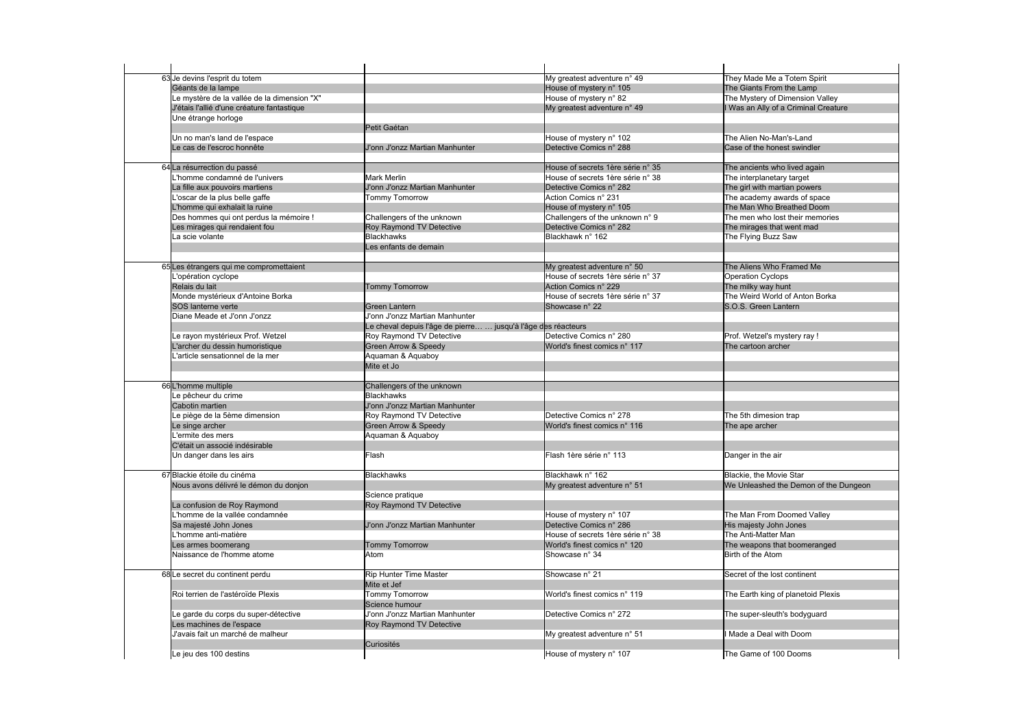| | | | | |
|---|---|---|---|---|
| 63 | Je devins l'esprit du totem | | My greatest adventure n° 49 | They Made Me a Totem Spirit |
| | Géants de la lampe | | House of mystery n° 105 | The Giants From the Lamp |
| | Le mystère de la vallée de la dimension "X" | | House of mystery n° 82 | The Mystery of Dimension Valley |
| | J'étais l'allié d'une créature fantastique | | My greatest adventure n° 49 | I Was an Ally of a Criminal Creature |
| | Une étrange horloge | | | |
| | | Petit Gaétan | | |
| | Un no man's land de l'espace | | House of mystery n° 102 | The Alien No-Man's-Land |
| | Le cas de l'escroc honnête | J'onn J'onzz Martian Manhunter | Detective Comics n° 288 | Case of the honest swindler |
| | | | | |
| 64 | La résurrection du passé | | House of secrets 1ère série n° 35 | The ancients who lived again |
| | L'homme condamné de l'univers | Mark Merlin | House of secrets 1ère série n° 38 | The interplanetary target |
| | La fille aux pouvoirs martiens | J'onn J'onzz Martian Manhunter | Detective Comics n° 282 | The girl with martian powers |
| | L'oscar de la plus belle gaffe | Tommy Tomorrow | Action Comics n° 231 | The academy awards of space |
| | L'homme qui exhalait la ruine | | House of mystery n° 105 | The Man Who Breathed Doom |
| | Des hommes qui ont perdus la mémoire ! | Challengers of the unknown | Challengers of the unknown n° 9 | The men who lost their memories |
| | Les mirages qui rendaient fou | Roy Raymond TV Detective | Detective Comics n° 282 | The mirages that went mad |
| | La scie volante | Blackhawks | Blackhawk n° 162 | The Flying Buzz Saw |
| | | Les enfants de demain | | |
| | | | | |
| 65 | Les étrangers qui me compromettaient | | My greatest adventure n° 50 | The Aliens Who Framed Me |
| | L'opération cyclope | | House of secrets 1ère série n° 37 | Operation Cyclops |
| | Relais du lait | Tommy Tomorrow | Action Comics n° 229 | The milky way hunt |
| | Monde mystérieux d'Antoine Borka | | House of secrets 1ère série n° 37 | The Weird World of Anton Borka |
| | SOS lanterne verte | Green Lantern | Showcase n° 22 | S.O.S. Green Lantern |
| | Diane Meade et J'onn J'onzz | J'onn J'onzz Martian Manhunter | | |
| | | Le cheval depuis l'âge de pierre… … jusqu'à l'âge des réacteurs | | |
| | Le rayon mystérieux Prof. Wetzel | Roy Raymond TV Detective | Detective Comics n° 280 | Prof. Wetzel's mystery ray ! |
| | L'archer du dessin humoristique | Green Arrow & Speedy | World's finest comics n° 117 | The cartoon archer |
| | L'article sensationnel de la mer | Aquaman & Aquaboy | | |
| | | Mite et Jo | | |
| | | | | |
| 66 | L'homme multiple | Challengers of the unknown | | |
| | Le pêcheur du crime | Blackhawks | | |
| | Cabotin martien | J'onn J'onzz Martian Manhunter | | |
| | Le piège de la 5ème dimension | Roy Raymond TV Detective | Detective Comics n° 278 | The 5th dimesion trap |
| | Le singe archer | Green Arrow & Speedy | World's finest comics n° 116 | The ape archer |
| | L'ermite des mers | Aquaman & Aquaboy | | |
| | C'était un associé indésirable | | | |
| | Un danger dans les airs | Flash | Flash 1ère série n° 113 | Danger in the air |
| | | | | |
| 67 | Blackie étoile du cinéma | Blackhawks | Blackhawk n° 162 | Blackie, the Movie Star |
| | Nous avons délivré le démon du donjon | | My greatest adventure n° 51 | We Unleashed the Demon of the Dungeon |
| | | Science pratique | | |
| | La confusion de Roy Raymond | Roy Raymond TV Detective | | |
| | L'homme de la vallée condamnée | | House of mystery n° 107 | The Man From Doomed Valley |
| | Sa majesté John Jones | J'onn J'onzz Martian Manhunter | Detective Comics n° 286 | His majesty John Jones |
| | L'homme anti-matière | | House of secrets 1ère série n° 38 | The Anti-Matter Man |
| | Les armes boomerang | Tommy Tomorrow | World's finest comics n° 120 | The weapons that boomeranged |
| | Naissance de l'homme atome | Atom | Showcase n° 34 | Birth of the Atom |
| | | | | |
| 68 | Le secret du continent perdu | Rip Hunter Time Master | Showcase n° 21 | Secret of the lost continent |
| | | Mite et Jef | | |
| | Roi terrien de l'astéroïde Plexis | Tommy Tomorrow | World's finest comics n° 119 | The Earth king of planetoid Plexis |
| | | Science humour | | |
| | Le garde du corps du super-détective | J'onn J'onzz Martian Manhunter | Detective Comics n° 272 | The super-sleuth's bodyguard |
| | Les machines de l'espace | Roy Raymond TV Detective | | |
| | J'avais fait un marché de malheur | | My greatest adventure n° 51 | I Made a Deal with Doom |
| | | Curiosités | | |
| | Le jeu des 100 destins | | House of mystery n° 107 | The Game of 100 Dooms |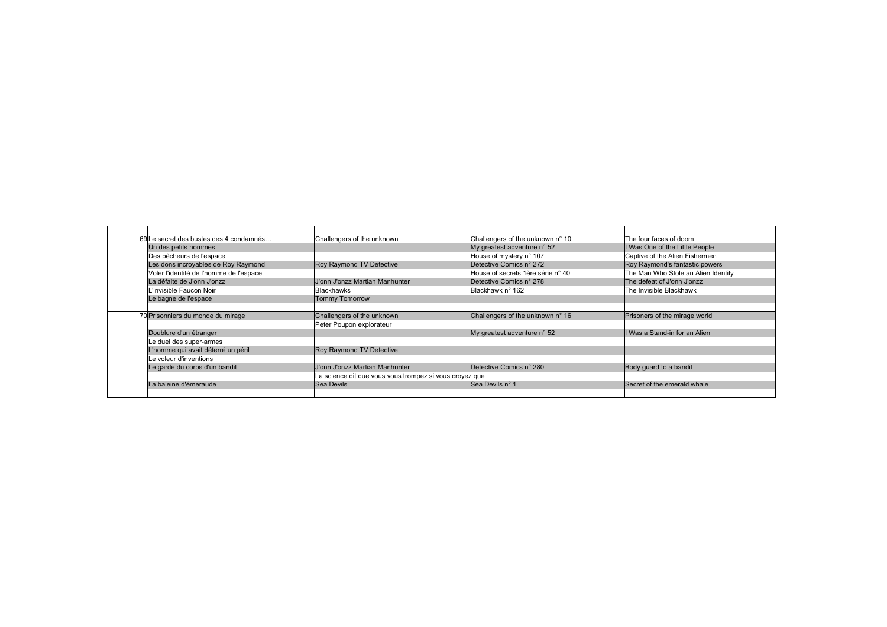| | | | | |
|---|---|---|---|---|
| 69 | Le secret des bustes des 4 condamnés… | Challengers of the unknown | Challengers of the unknown n° 10 | The four faces of doom |
| | Un des petits hommes | | My greatest adventure n° 52 | I Was One of the Little People |
| | Des pêcheurs de l'espace | | House of mystery n° 107 | Captive of the Alien Fishermen |
| | Les dons incroyables de Roy Raymond | Roy Raymond TV Detective | Detective Comics n° 272 | Roy Raymond's fantastic powers |
| | Voler l'identité de l'homme de l'espace | | House of secrets 1ère série n° 40 | The Man Who Stole an Alien Identity |
| | La défaite de J'onn J'onzz | J'onn J'onzz Martian Manhunter | Detective Comics n° 278 | The defeat of J'onn J'onzz |
| | L'invisible Faucon Noir | Blackhawks | Blackhawk n° 162 | The Invisible Blackhawk |
| | Le bagne de l'espace | Tommy Tomorrow | | |
| | | | | |
| 70 | Prisonniers du monde du mirage | Challengers of the unknown | Challengers of the unknown n° 16 | Prisoners of the mirage world |
| | | Peter Poupon explorateur | | |
| | Doublure d'un étranger | | My greatest adventure n° 52 | I Was a Stand-in for an Alien |
| | Le duel des super-armes | | | |
| | L'homme qui avait déterré un péril | Roy Raymond TV Detective | | |
| | Le voleur d'inventions | | | |
| | Le garde du corps d'un bandit | J'onn J'onzz Martian Manhunter | Detective Comics n° 280 | Body guard to a bandit |
| | | La science dit que vous vous trompez si vous croyez que | | |
| | La baleine d'émeraude | Sea Devils | Sea Devils n° 1 | Secret of the emerald whale |